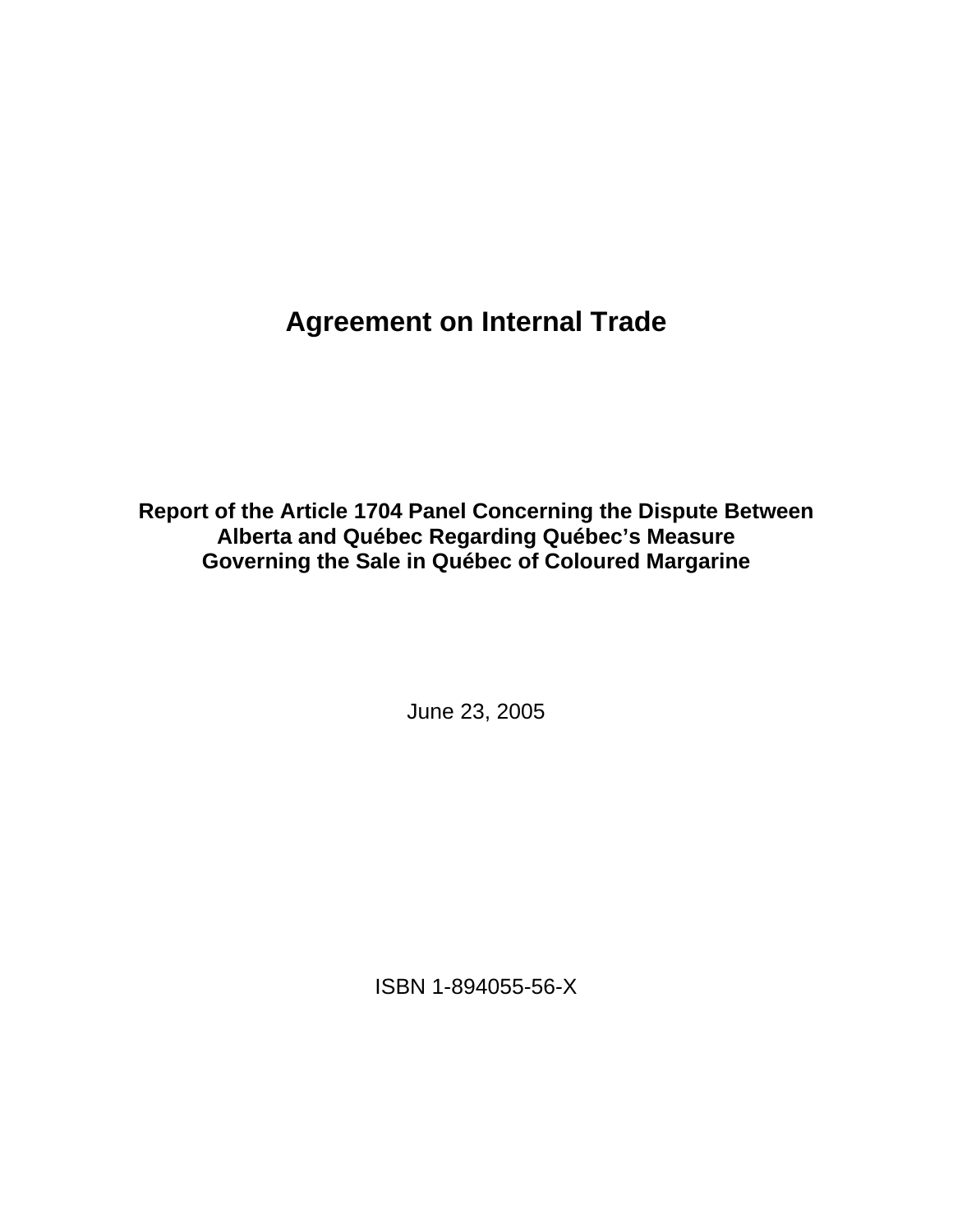# Agreement on Internal Trade

## Report of the Article 1704 Panel Concerning the Dispute Between Alberta and Québec Regarding Québec's Measure Governing the Sale in Québec of Coloured Margarine

June 23, 2005

ISBN 1-894055-56-X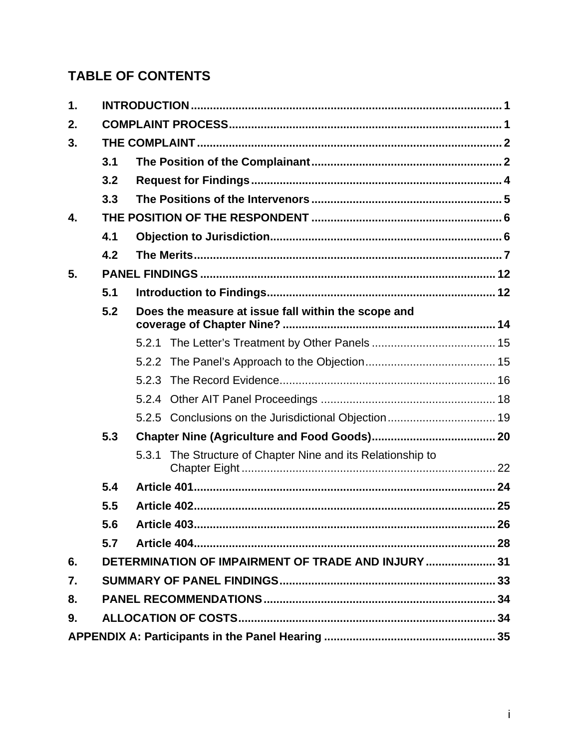# TABLE OF CONTENTS

1. **INTRODUCTION** ..... 1
2. **COMPLAINT PROCESS** ..... 1
3. **THE COMPLAINT** ..... 2
   - 3.1 **The Position of the Complainant** ..... 2
   - 3.2 **Request for Findings** ..... 4
   - 3.3 **The Positions of the Intervenors** ..... 5
4. **THE POSITION OF THE RESPONDENT** ..... 6
   - 4.1 **Objection to Jurisdiction** ..... 6
   - 4.2 **The Merits** ..... 7
5. **PANEL FINDINGS** ..... 12
   - 5.1 **Introduction to Findings** ..... 12
   - 5.2 **Does the measure at issue fall within the scope and coverage of Chapter Nine?** ..... 14
     - 5.2.1 The Letter's Treatment by Other Panels ..... 15
     - 5.2.2 The Panel's Approach to the Objection ..... 15
     - 5.2.3 The Record Evidence ..... 16
     - 5.2.4 Other AIT Panel Proceedings ..... 18
     - 5.2.5 Conclusions on the Jurisdictional Objection ..... 19
   - 5.3 **Chapter Nine (Agriculture and Food Goods)** ..... 20
     - 5.3.1 The Structure of Chapter Nine and its Relationship to Chapter Eight ..... 22
   - 5.4 **Article 401** ..... 24
   - 5.5 **Article 402** ..... 25
   - 5.6 **Article 403** ..... 26
   - 5.7 **Article 404** ..... 28
6. **DETERMINATION OF IMPAIRMENT OF TRADE AND INJURY** ..... 31
7. **SUMMARY OF PANEL FINDINGS** ..... 33
8. **PANEL RECOMMENDATIONS** ..... 34
9. **ALLOCATION OF COSTS** ..... 34

**APPENDIX A: Participants in the Panel Hearing** ..... 35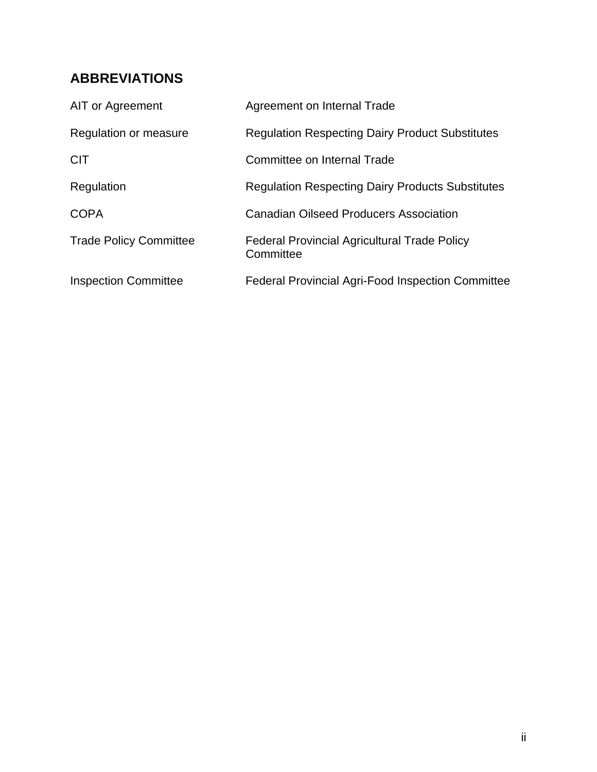## ABBREVIATIONS

| | |
|---|---|
| AIT or Agreement | Agreement on Internal Trade |
| Regulation or measure | Regulation Respecting Dairy Product Substitutes |
| CIT | Committee on Internal Trade |
| Regulation | Regulation Respecting Dairy Products Substitutes |
| COPA | Canadian Oilseed Producers Association |
| Trade Policy Committee | Federal Provincial Agricultural Trade Policy Committee |
| Inspection Committee | Federal Provincial Agri-Food Inspection Committee |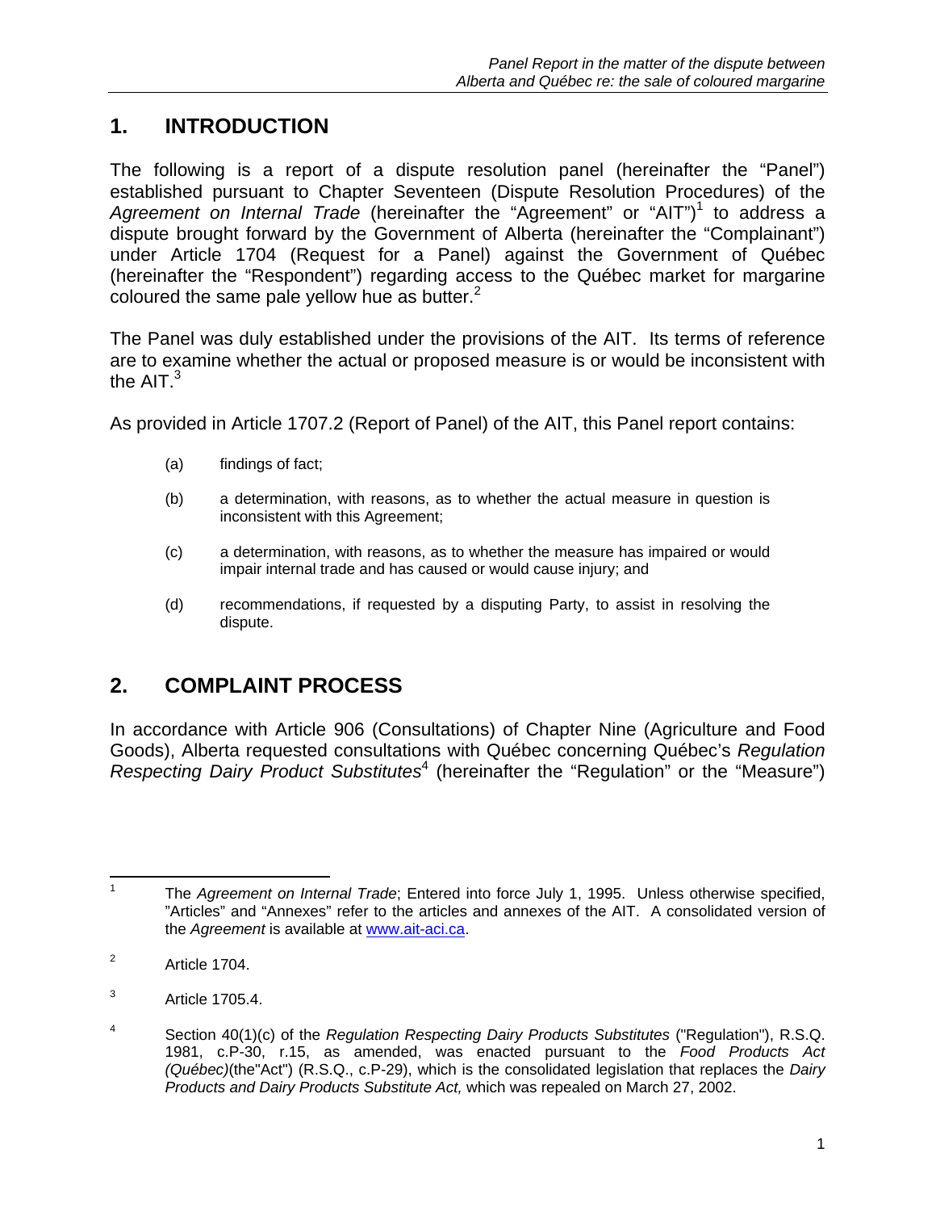## 1. INTRODUCTION

The following is a report of a dispute resolution panel (hereinafter the "Panel") established pursuant to Chapter Seventeen (Dispute Resolution Procedures) of the *Agreement on Internal Trade* (hereinafter the "Agreement" or "AIT")[1] to address a dispute brought forward by the Government of Alberta (hereinafter the "Complainant") under Article 1704 (Request for a Panel) against the Government of Québec (hereinafter the "Respondent") regarding access to the Québec market for margarine coloured the same pale yellow hue as butter.[2]

The Panel was duly established under the provisions of the AIT. Its terms of reference are to examine whether the actual or proposed measure is or would be inconsistent with the AIT.[3]

As provided in Article 1707.2 (Report of Panel) of the AIT, this Panel report contains:

(a) findings of fact;

(b) a determination, with reasons, as to whether the actual measure in question is inconsistent with this Agreement;

(c) a determination, with reasons, as to whether the measure has impaired or would impair internal trade and has caused or would cause injury; and

(d) recommendations, if requested by a disputing Party, to assist in resolving the dispute.

## 2. COMPLAINT PROCESS

In accordance with Article 906 (Consultations) of Chapter Nine (Agriculture and Food Goods), Alberta requested consultations with Québec concerning Québec's *Regulation Respecting Dairy Product Substitutes*[4] (hereinafter the "Regulation" or the "Measure")

---

[1] The *Agreement on Internal Trade*; Entered into force July 1, 1995. Unless otherwise specified, "Articles" and "Annexes" refer to the articles and annexes of the AIT. A consolidated version of the *Agreement* is available at www.ait-aci.ca.

[2] Article 1704.

[3] Article 1705.4.

[4] Section 40(1)(c) of the *Regulation Respecting Dairy Products Substitutes* ("Regulation"), R.S.Q. 1981, c.P-30, r.15, as amended, was enacted pursuant to the *Food Products Act (Québec)*(the"Act") (R.S.Q., c.P-29), which is the consolidated legislation that replaces the *Dairy Products and Dairy Products Substitute Act,* which was repealed on March 27, 2002.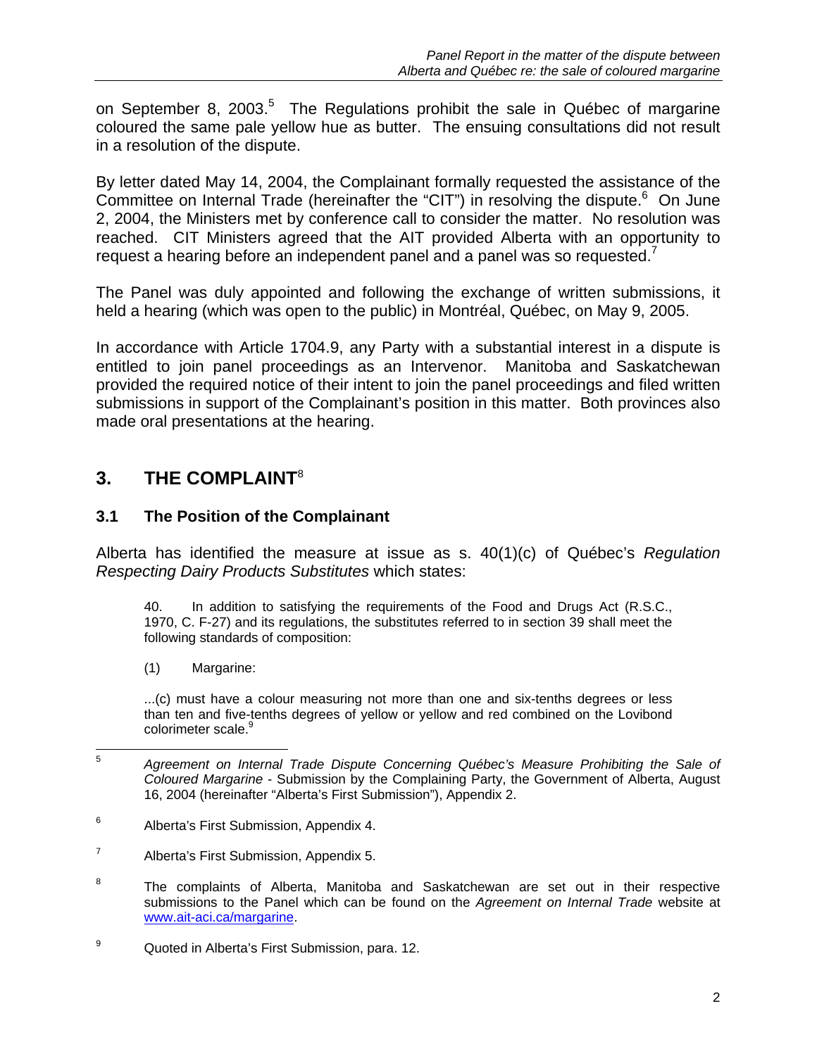on September 8, 2003.[5] The Regulations prohibit the sale in Québec of margarine coloured the same pale yellow hue as butter. The ensuing consultations did not result in a resolution of the dispute.

By letter dated May 14, 2004, the Complainant formally requested the assistance of the Committee on Internal Trade (hereinafter the "CIT") in resolving the dispute.[6] On June 2, 2004, the Ministers met by conference call to consider the matter. No resolution was reached. CIT Ministers agreed that the AIT provided Alberta with an opportunity to request a hearing before an independent panel and a panel was so requested.[7]

The Panel was duly appointed and following the exchange of written submissions, it held a hearing (which was open to the public) in Montréal, Québec, on May 9, 2005.

In accordance with Article 1704.9, any Party with a substantial interest in a dispute is entitled to join panel proceedings as an Intervenor. Manitoba and Saskatchewan provided the required notice of their intent to join the panel proceedings and filed written submissions in support of the Complainant's position in this matter. Both provinces also made oral presentations at the hearing.

## 3. THE COMPLAINT[8]

### 3.1 The Position of the Complainant

Alberta has identified the measure at issue as s. 40(1)(c) of Québec's *Regulation Respecting Dairy Products Substitutes* which states:

> 40. In addition to satisfying the requirements of the Food and Drugs Act (R.S.C., 1970, C. F-27) and its regulations, the substitutes referred to in section 39 shall meet the following standards of composition:
>
> (1) Margarine:
>
> ...(c) must have a colour measuring not more than one and six-tenths degrees or less than ten and five-tenths degrees of yellow or yellow and red combined on the Lovibond colorimeter scale.[9]

---

[5] *Agreement on Internal Trade Dispute Concerning Québec's Measure Prohibiting the Sale of Coloured Margarine* - Submission by the Complaining Party, the Government of Alberta, August 16, 2004 (hereinafter "Alberta's First Submission"), Appendix 2.

[6] Alberta's First Submission, Appendix 4.

[7] Alberta's First Submission, Appendix 5.

[8] The complaints of Alberta, Manitoba and Saskatchewan are set out in their respective submissions to the Panel which can be found on the *Agreement on Internal Trade* website at www.ait-aci.ca/margarine.

[9] Quoted in Alberta's First Submission, para. 12.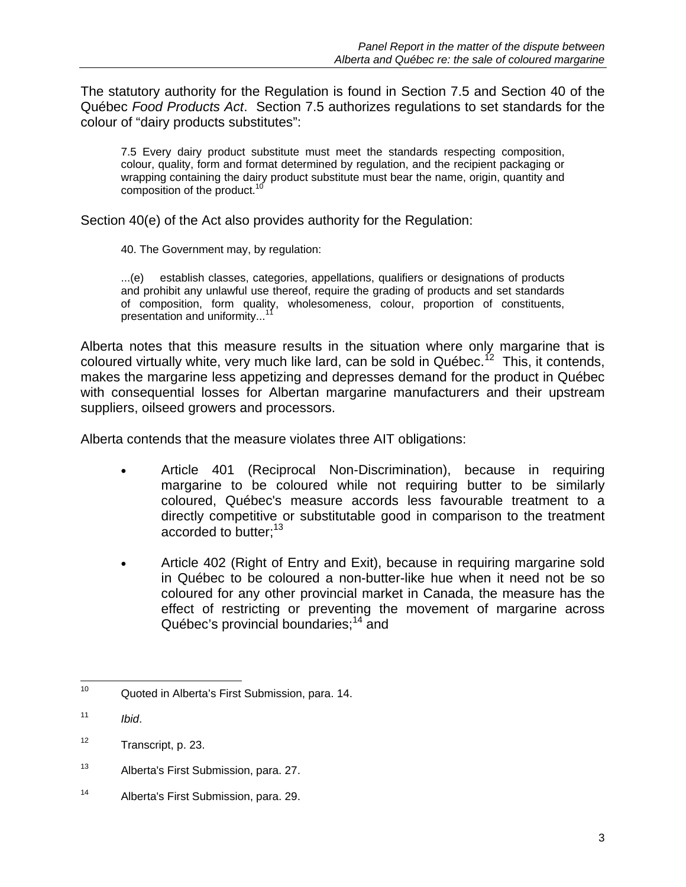The statutory authority for the Regulation is found in Section 7.5 and Section 40 of the Québec *Food Products Act*. Section 7.5 authorizes regulations to set standards for the colour of "dairy products substitutes":

> 7.5 Every dairy product substitute must meet the standards respecting composition, colour, quality, form and format determined by regulation, and the recipient packaging or wrapping containing the dairy product substitute must bear the name, origin, quantity and composition of the product.[10]

Section 40(e) of the Act also provides authority for the Regulation:

> 40. The Government may, by regulation:
>
> ...(e) establish classes, categories, appellations, qualifiers or designations of products and prohibit any unlawful use thereof, require the grading of products and set standards of composition, form quality, wholesomeness, colour, proportion of constituents, presentation and uniformity...[11]

Alberta notes that this measure results in the situation where only margarine that is coloured virtually white, very much like lard, can be sold in Québec.[12] This, it contends, makes the margarine less appetizing and depresses demand for the product in Québec with consequential losses for Albertan margarine manufacturers and their upstream suppliers, oilseed growers and processors.

Alberta contends that the measure violates three AIT obligations:

- Article 401 (Reciprocal Non-Discrimination), because in requiring margarine to be coloured while not requiring butter to be similarly coloured, Québec's measure accords less favourable treatment to a directly competitive or substitutable good in comparison to the treatment accorded to butter;[13]

- Article 402 (Right of Entry and Exit), because in requiring margarine sold in Québec to be coloured a non-butter-like hue when it need not be so coloured for any other provincial market in Canada, the measure has the effect of restricting or preventing the movement of margarine across Québec's provincial boundaries;[14] and

---

[10] Quoted in Alberta's First Submission, para. 14.

[11] *Ibid*.

[12] Transcript, p. 23.

[13] Alberta's First Submission, para. 27.

[14] Alberta's First Submission, para. 29.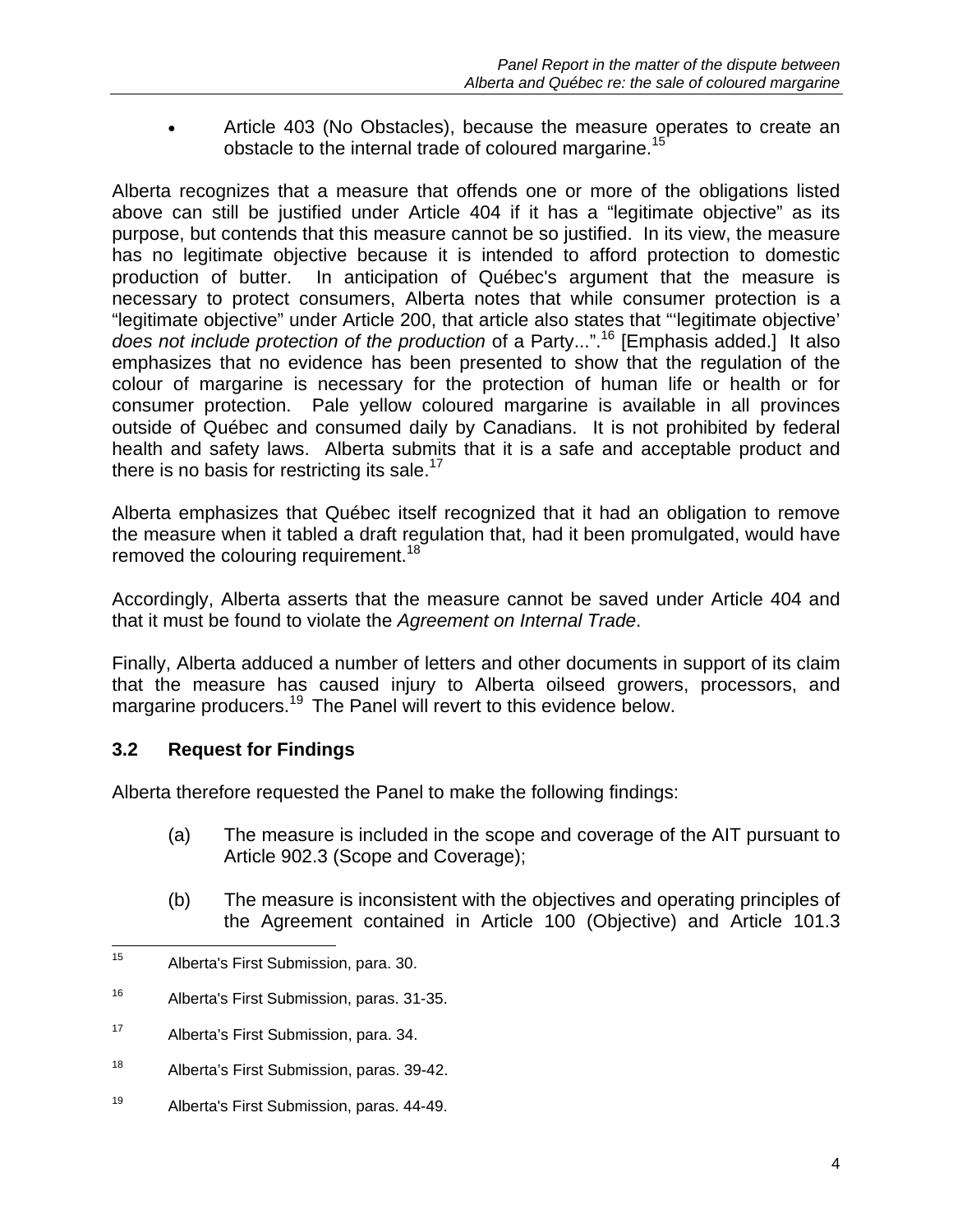- Article 403 (No Obstacles), because the measure operates to create an obstacle to the internal trade of coloured margarine.[15]

Alberta recognizes that a measure that offends one or more of the obligations listed above can still be justified under Article 404 if it has a "legitimate objective" as its purpose, but contends that this measure cannot be so justified. In its view, the measure has no legitimate objective because it is intended to afford protection to domestic production of butter. In anticipation of Québec's argument that the measure is necessary to protect consumers, Alberta notes that while consumer protection is a "legitimate objective" under Article 200, that article also states that "'legitimate objective' *does not include protection of the production* of a Party...".[16] [Emphasis added.] It also emphasizes that no evidence has been presented to show that the regulation of the colour of margarine is necessary for the protection of human life or health or for consumer protection. Pale yellow coloured margarine is available in all provinces outside of Québec and consumed daily by Canadians. It is not prohibited by federal health and safety laws. Alberta submits that it is a safe and acceptable product and there is no basis for restricting its sale.[17]

Alberta emphasizes that Québec itself recognized that it had an obligation to remove the measure when it tabled a draft regulation that, had it been promulgated, would have removed the colouring requirement.[18]

Accordingly, Alberta asserts that the measure cannot be saved under Article 404 and that it must be found to violate the *Agreement on Internal Trade*.

Finally, Alberta adduced a number of letters and other documents in support of its claim that the measure has caused injury to Alberta oilseed growers, processors, and margarine producers.[19] The Panel will revert to this evidence below.

### 3.2 Request for Findings

Alberta therefore requested the Panel to make the following findings:

(a) The measure is included in the scope and coverage of the AIT pursuant to Article 902.3 (Scope and Coverage);

(b) The measure is inconsistent with the objectives and operating principles of the Agreement contained in Article 100 (Objective) and Article 101.3

---

[15] Alberta's First Submission, para. 30.

[16] Alberta's First Submission, paras. 31-35.

[17] Alberta's First Submission, para. 34.

[18] Alberta's First Submission, paras. 39-42.

[19] Alberta's First Submission, paras. 44-49.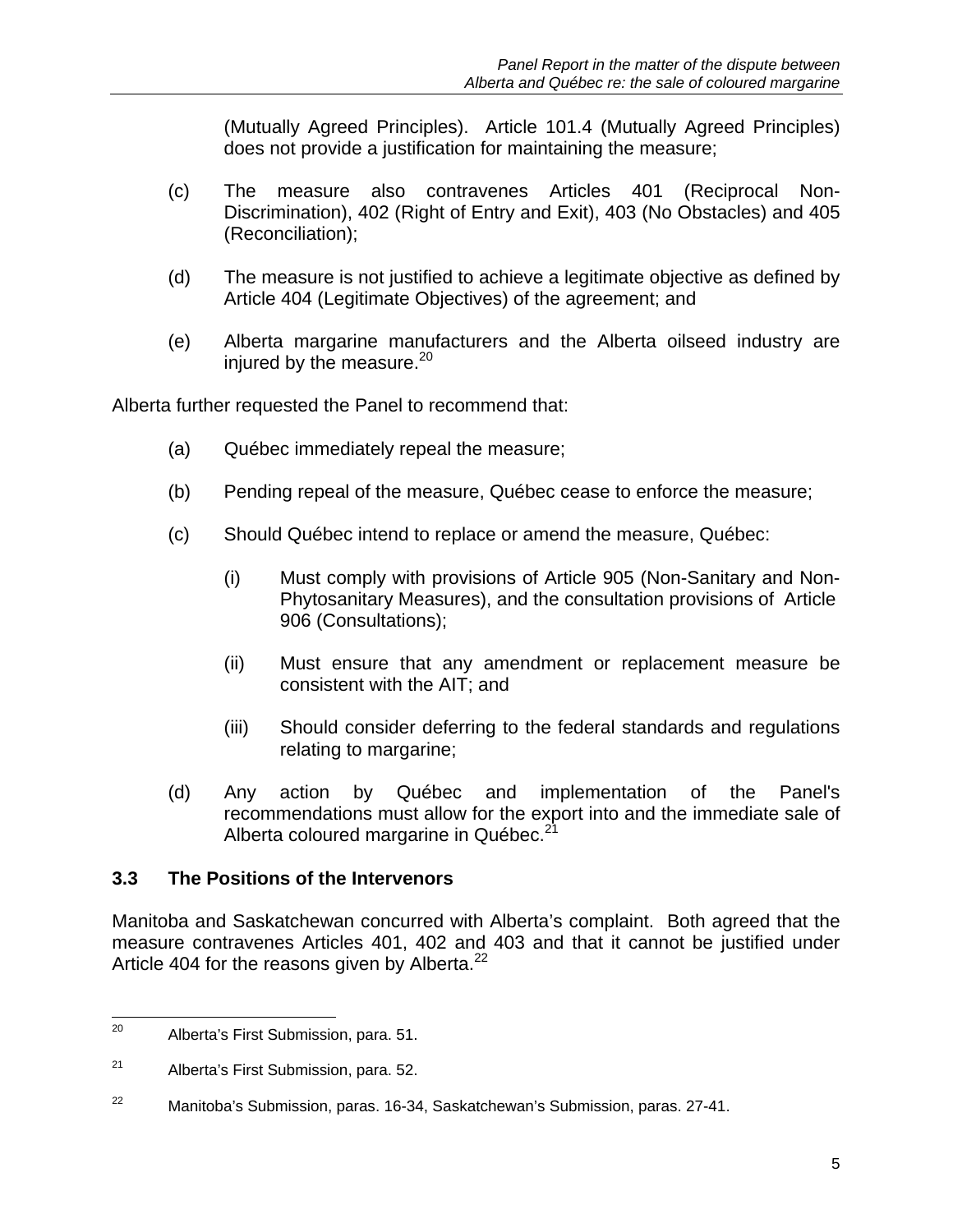(Mutually Agreed Principles). Article 101.4 (Mutually Agreed Principles) does not provide a justification for maintaining the measure;

(c) The measure also contravenes Articles 401 (Reciprocal Non-Discrimination), 402 (Right of Entry and Exit), 403 (No Obstacles) and 405 (Reconciliation);

(d) The measure is not justified to achieve a legitimate objective as defined by Article 404 (Legitimate Objectives) of the agreement; and

(e) Alberta margarine manufacturers and the Alberta oilseed industry are injured by the measure.[20]

Alberta further requested the Panel to recommend that:

(a) Québec immediately repeal the measure;

(b) Pending repeal of the measure, Québec cease to enforce the measure;

(c) Should Québec intend to replace or amend the measure, Québec:

  (i) Must comply with provisions of Article 905 (Non-Sanitary and Non-Phytosanitary Measures), and the consultation provisions of Article 906 (Consultations);

  (ii) Must ensure that any amendment or replacement measure be consistent with the AIT; and

  (iii) Should consider deferring to the federal standards and regulations relating to margarine;

(d) Any action by Québec and implementation of the Panel's recommendations must allow for the export into and the immediate sale of Alberta coloured margarine in Québec.[21]

### 3.3 The Positions of the Intervenors

Manitoba and Saskatchewan concurred with Alberta's complaint. Both agreed that the measure contravenes Articles 401, 402 and 403 and that it cannot be justified under Article 404 for the reasons given by Alberta.[22]

---

[20] Alberta's First Submission, para. 51.

[21] Alberta's First Submission, para. 52.

[22] Manitoba's Submission, paras. 16-34, Saskatchewan's Submission, paras. 27-41.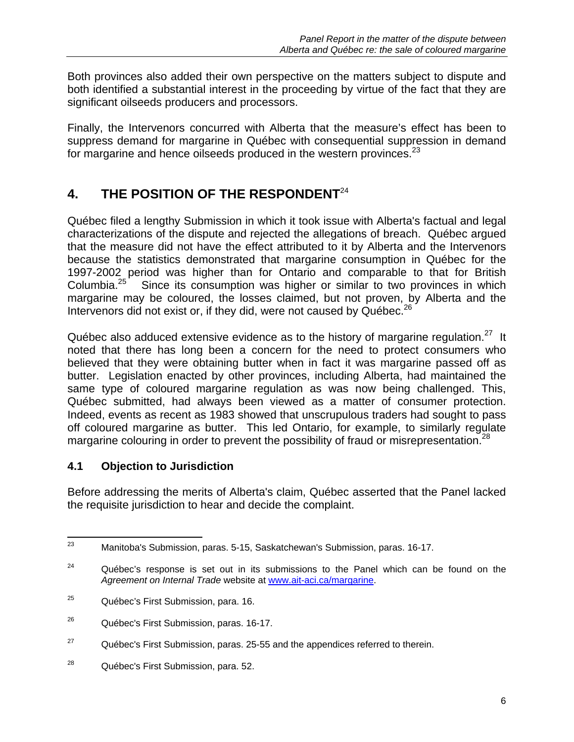Both provinces also added their own perspective on the matters subject to dispute and both identified a substantial interest in the proceeding by virtue of the fact that they are significant oilseeds producers and processors.

Finally, the Intervenors concurred with Alberta that the measure's effect has been to suppress demand for margarine in Québec with consequential suppression in demand for margarine and hence oilseeds produced in the western provinces.[23]

## 4. THE POSITION OF THE RESPONDENT[24]

Québec filed a lengthy Submission in which it took issue with Alberta's factual and legal characterizations of the dispute and rejected the allegations of breach. Québec argued that the measure did not have the effect attributed to it by Alberta and the Intervenors because the statistics demonstrated that margarine consumption in Québec for the 1997-2002 period was higher than for Ontario and comparable to that for British Columbia.[25] Since its consumption was higher or similar to two provinces in which margarine may be coloured, the losses claimed, but not proven, by Alberta and the Intervenors did not exist or, if they did, were not caused by Québec.[26]

Québec also adduced extensive evidence as to the history of margarine regulation.[27] It noted that there has long been a concern for the need to protect consumers who believed that they were obtaining butter when in fact it was margarine passed off as butter. Legislation enacted by other provinces, including Alberta, had maintained the same type of coloured margarine regulation as was now being challenged. This, Québec submitted, had always been viewed as a matter of consumer protection. Indeed, events as recent as 1983 showed that unscrupulous traders had sought to pass off coloured margarine as butter. This led Ontario, for example, to similarly regulate margarine colouring in order to prevent the possibility of fraud or misrepresentation.[28]

### 4.1 Objection to Jurisdiction

Before addressing the merits of Alberta's claim, Québec asserted that the Panel lacked the requisite jurisdiction to hear and decide the complaint.

---

[23] Manitoba's Submission, paras. 5-15, Saskatchewan's Submission, paras. 16-17.

[24] Québec's response is set out in its submissions to the Panel which can be found on the *Agreement on Internal Trade* website at [www.ait-aci.ca/margarine](http://www.ait-aci.ca/margarine).

[25] Québec's First Submission, para. 16.

[26] Québec's First Submission, paras. 16-17.

[27] Québec's First Submission, paras. 25-55 and the appendices referred to therein.

[28] Québec's First Submission, para. 52.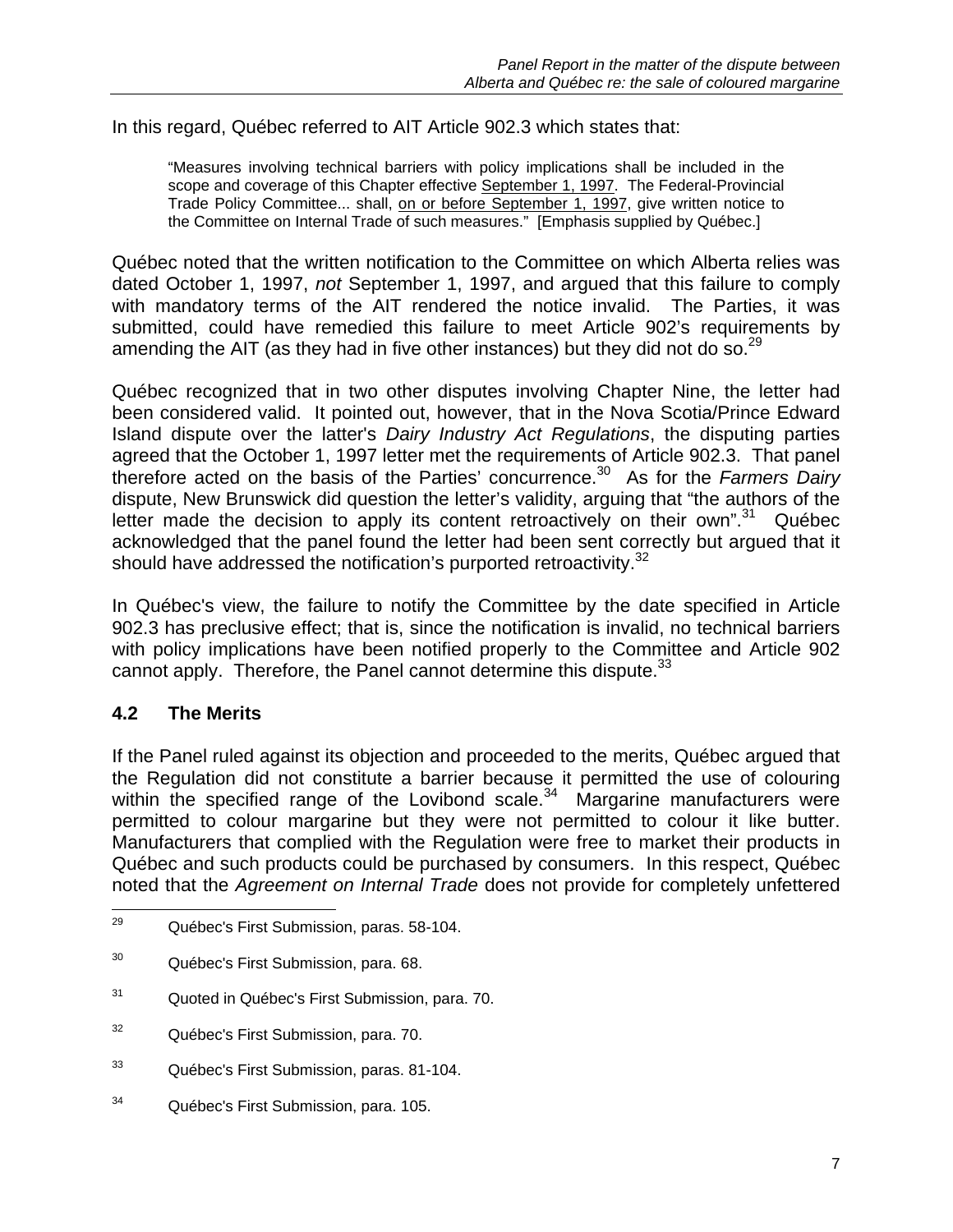In this regard, Québec referred to AIT Article 902.3 which states that:

> "Measures involving technical barriers with policy implications shall be included in the scope and coverage of this Chapter effective <u>September 1, 1997</u>. The Federal-Provincial Trade Policy Committee... shall, <u>on or before September 1, 1997</u>, give written notice to the Committee on Internal Trade of such measures." [Emphasis supplied by Québec.]

Québec noted that the written notification to the Committee on which Alberta relies was dated October 1, 1997, *not* September 1, 1997, and argued that this failure to comply with mandatory terms of the AIT rendered the notice invalid. The Parties, it was submitted, could have remedied this failure to meet Article 902's requirements by amending the AIT (as they had in five other instances) but they did not do so.[29]

Québec recognized that in two other disputes involving Chapter Nine, the letter had been considered valid. It pointed out, however, that in the Nova Scotia/Prince Edward Island dispute over the latter's *Dairy Industry Act Regulations*, the disputing parties agreed that the October 1, 1997 letter met the requirements of Article 902.3. That panel therefore acted on the basis of the Parties' concurrence.[30] As for the *Farmers Dairy* dispute, New Brunswick did question the letter's validity, arguing that "the authors of the letter made the decision to apply its content retroactively on their own".[31] Québec acknowledged that the panel found the letter had been sent correctly but argued that it should have addressed the notification's purported retroactivity.[32]

In Québec's view, the failure to notify the Committee by the date specified in Article 902.3 has preclusive effect; that is, since the notification is invalid, no technical barriers with policy implications have been notified properly to the Committee and Article 902 cannot apply. Therefore, the Panel cannot determine this dispute.[33]

## 4.2 The Merits

If the Panel ruled against its objection and proceeded to the merits, Québec argued that the Regulation did not constitute a barrier because it permitted the use of colouring within the specified range of the Lovibond scale.[34] Margarine manufacturers were permitted to colour margarine but they were not permitted to colour it like butter. Manufacturers that complied with the Regulation were free to market their products in Québec and such products could be purchased by consumers. In this respect, Québec noted that the *Agreement on Internal Trade* does not provide for completely unfettered

---

[29] Québec's First Submission, paras. 58-104.

[30] Québec's First Submission, para. 68.

[31] Quoted in Québec's First Submission, para. 70.

[32] Québec's First Submission, para. 70.

[33] Québec's First Submission, paras. 81-104.

[34] Québec's First Submission, para. 105.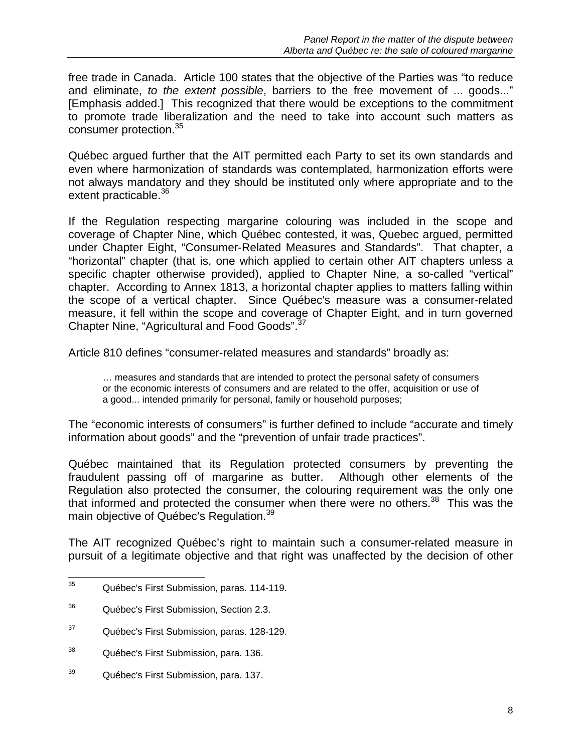free trade in Canada. Article 100 states that the objective of the Parties was "to reduce and eliminate, *to the extent possible*, barriers to the free movement of ... goods..." [Emphasis added.] This recognized that there would be exceptions to the commitment to promote trade liberalization and the need to take into account such matters as consumer protection.[35]

Québec argued further that the AIT permitted each Party to set its own standards and even where harmonization of standards was contemplated, harmonization efforts were not always mandatory and they should be instituted only where appropriate and to the extent practicable.[36]

If the Regulation respecting margarine colouring was included in the scope and coverage of Chapter Nine, which Québec contested, it was, Quebec argued, permitted under Chapter Eight, "Consumer-Related Measures and Standards". That chapter, a "horizontal" chapter (that is, one which applied to certain other AIT chapters unless a specific chapter otherwise provided), applied to Chapter Nine, a so-called "vertical" chapter. According to Annex 1813, a horizontal chapter applies to matters falling within the scope of a vertical chapter. Since Québec's measure was a consumer-related measure, it fell within the scope and coverage of Chapter Eight, and in turn governed Chapter Nine, "Agricultural and Food Goods".[37]

Article 810 defines "consumer-related measures and standards" broadly as:

> … measures and standards that are intended to protect the personal safety of consumers or the economic interests of consumers and are related to the offer, acquisition or use of a good... intended primarily for personal, family or household purposes;

The "economic interests of consumers" is further defined to include "accurate and timely information about goods" and the "prevention of unfair trade practices".

Québec maintained that its Regulation protected consumers by preventing the fraudulent passing off of margarine as butter. Although other elements of the Regulation also protected the consumer, the colouring requirement was the only one that informed and protected the consumer when there were no others.[38] This was the main objective of Québec's Regulation.[39]

The AIT recognized Québec's right to maintain such a consumer-related measure in pursuit of a legitimate objective and that right was unaffected by the decision of other

---

[35] Québec's First Submission, paras. 114-119.

[36] Québec's First Submission, Section 2.3.

[37] Québec's First Submission, paras. 128-129.

[38] Québec's First Submission, para. 136.

[39] Québec's First Submission, para. 137.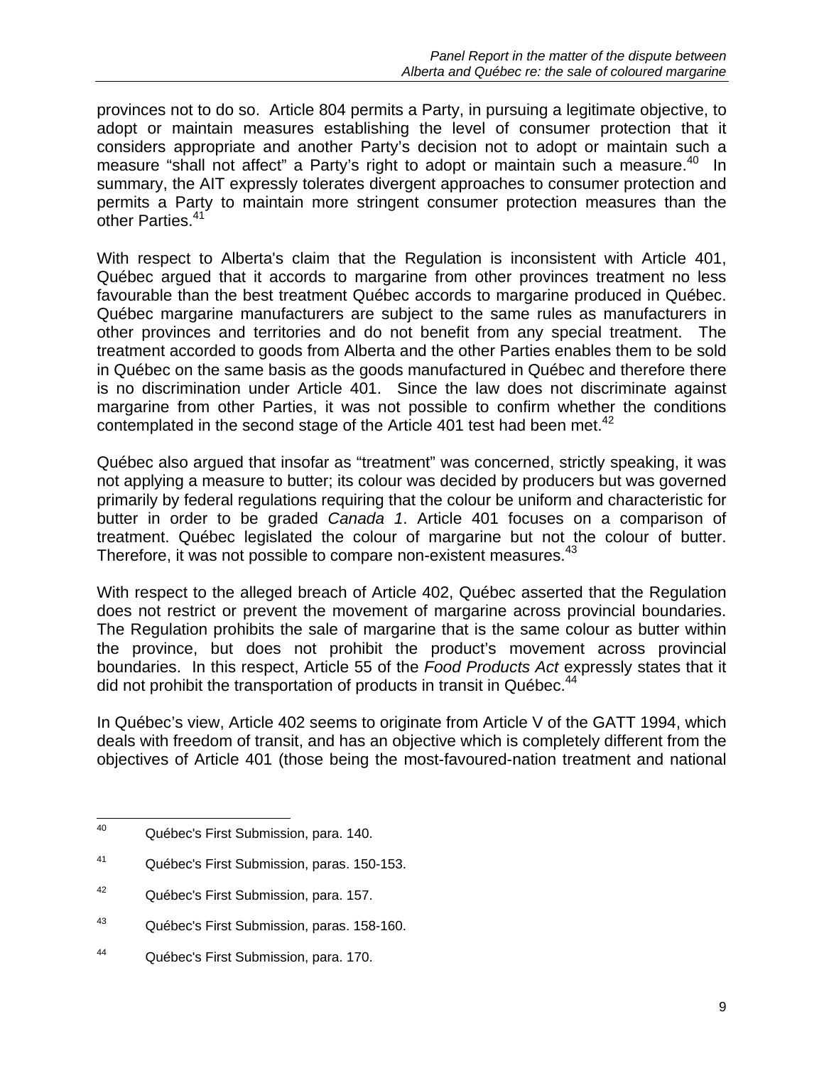provinces not to do so. Article 804 permits a Party, in pursuing a legitimate objective, to adopt or maintain measures establishing the level of consumer protection that it considers appropriate and another Party's decision not to adopt or maintain such a measure "shall not affect" a Party's right to adopt or maintain such a measure.[40] In summary, the AIT expressly tolerates divergent approaches to consumer protection and permits a Party to maintain more stringent consumer protection measures than the other Parties.[41]

With respect to Alberta's claim that the Regulation is inconsistent with Article 401, Québec argued that it accords to margarine from other provinces treatment no less favourable than the best treatment Québec accords to margarine produced in Québec. Québec margarine manufacturers are subject to the same rules as manufacturers in other provinces and territories and do not benefit from any special treatment. The treatment accorded to goods from Alberta and the other Parties enables them to be sold in Québec on the same basis as the goods manufactured in Québec and therefore there is no discrimination under Article 401. Since the law does not discriminate against margarine from other Parties, it was not possible to confirm whether the conditions contemplated in the second stage of the Article 401 test had been met.[42]

Québec also argued that insofar as "treatment" was concerned, strictly speaking, it was not applying a measure to butter; its colour was decided by producers but was governed primarily by federal regulations requiring that the colour be uniform and characteristic for butter in order to be graded *Canada 1*. Article 401 focuses on a comparison of treatment. Québec legislated the colour of margarine but not the colour of butter. Therefore, it was not possible to compare non-existent measures.[43]

With respect to the alleged breach of Article 402, Québec asserted that the Regulation does not restrict or prevent the movement of margarine across provincial boundaries. The Regulation prohibits the sale of margarine that is the same colour as butter within the province, but does not prohibit the product's movement across provincial boundaries. In this respect, Article 55 of the *Food Products Act* expressly states that it did not prohibit the transportation of products in transit in Québec.[44]

In Québec's view, Article 402 seems to originate from Article V of the GATT 1994, which deals with freedom of transit, and has an objective which is completely different from the objectives of Article 401 (those being the most-favoured-nation treatment and national

---

[40] Québec's First Submission, para. 140.

[41] Québec's First Submission, paras. 150-153.

[42] Québec's First Submission, para. 157.

[43] Québec's First Submission, paras. 158-160.

[44] Québec's First Submission, para. 170.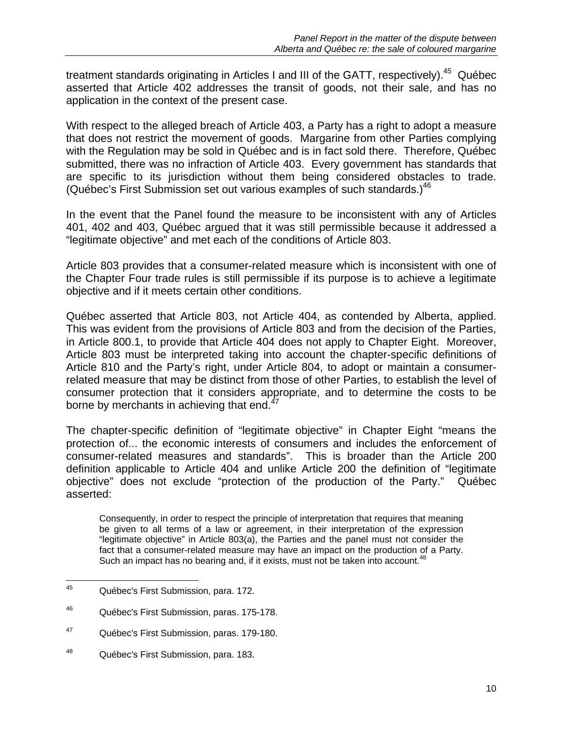treatment standards originating in Articles I and III of the GATT, respectively).[45] Québec asserted that Article 402 addresses the transit of goods, not their sale, and has no application in the context of the present case.

With respect to the alleged breach of Article 403, a Party has a right to adopt a measure that does not restrict the movement of goods. Margarine from other Parties complying with the Regulation may be sold in Québec and is in fact sold there. Therefore, Québec submitted, there was no infraction of Article 403. Every government has standards that are specific to its jurisdiction without them being considered obstacles to trade. (Québec's First Submission set out various examples of such standards.)[46]

In the event that the Panel found the measure to be inconsistent with any of Articles 401, 402 and 403, Québec argued that it was still permissible because it addressed a "legitimate objective" and met each of the conditions of Article 803.

Article 803 provides that a consumer-related measure which is inconsistent with one of the Chapter Four trade rules is still permissible if its purpose is to achieve a legitimate objective and if it meets certain other conditions.

Québec asserted that Article 803, not Article 404, as contended by Alberta, applied. This was evident from the provisions of Article 803 and from the decision of the Parties, in Article 800.1, to provide that Article 404 does not apply to Chapter Eight. Moreover, Article 803 must be interpreted taking into account the chapter-specific definitions of Article 810 and the Party's right, under Article 804, to adopt or maintain a consumer-related measure that may be distinct from those of other Parties, to establish the level of consumer protection that it considers appropriate, and to determine the costs to be borne by merchants in achieving that end.[47]

The chapter-specific definition of "legitimate objective" in Chapter Eight "means the protection of... the economic interests of consumers and includes the enforcement of consumer-related measures and standards". This is broader than the Article 200 definition applicable to Article 404 and unlike Article 200 the definition of "legitimate objective" does not exclude "protection of the production of the Party." Québec asserted:

> Consequently, in order to respect the principle of interpretation that requires that meaning be given to all terms of a law or agreement, in their interpretation of the expression "legitimate objective" in Article 803(a), the Parties and the panel must not consider the fact that a consumer-related measure may have an impact on the production of a Party. Such an impact has no bearing and, if it exists, must not be taken into account.[48]

---

[45] Québec's First Submission, para. 172.

[46] Québec's First Submission, paras. 175-178.

[47] Québec's First Submission, paras. 179-180.

[48] Québec's First Submission, para. 183.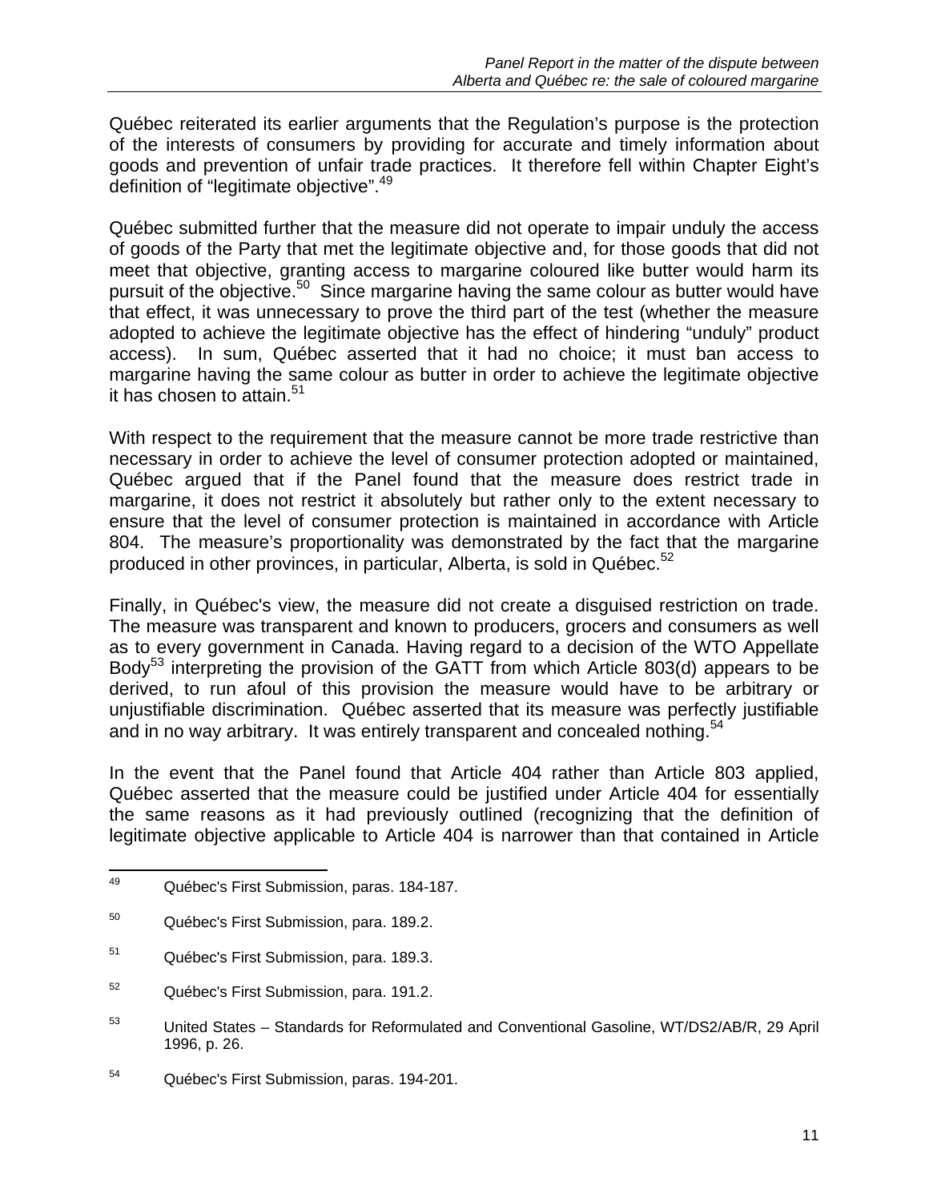Québec reiterated its earlier arguments that the Regulation's purpose is the protection of the interests of consumers by providing for accurate and timely information about goods and prevention of unfair trade practices. It therefore fell within Chapter Eight's definition of "legitimate objective".[49]

Québec submitted further that the measure did not operate to impair unduly the access of goods of the Party that met the legitimate objective and, for those goods that did not meet that objective, granting access to margarine coloured like butter would harm its pursuit of the objective.[50] Since margarine having the same colour as butter would have that effect, it was unnecessary to prove the third part of the test (whether the measure adopted to achieve the legitimate objective has the effect of hindering "unduly" product access). In sum, Québec asserted that it had no choice; it must ban access to margarine having the same colour as butter in order to achieve the legitimate objective it has chosen to attain.[51]

With respect to the requirement that the measure cannot be more trade restrictive than necessary in order to achieve the level of consumer protection adopted or maintained, Québec argued that if the Panel found that the measure does restrict trade in margarine, it does not restrict it absolutely but rather only to the extent necessary to ensure that the level of consumer protection is maintained in accordance with Article 804. The measure's proportionality was demonstrated by the fact that the margarine produced in other provinces, in particular, Alberta, is sold in Québec.[52]

Finally, in Québec's view, the measure did not create a disguised restriction on trade. The measure was transparent and known to producers, grocers and consumers as well as to every government in Canada. Having regard to a decision of the WTO Appellate Body[53] interpreting the provision of the GATT from which Article 803(d) appears to be derived, to run afoul of this provision the measure would have to be arbitrary or unjustifiable discrimination. Québec asserted that its measure was perfectly justifiable and in no way arbitrary. It was entirely transparent and concealed nothing.[54]

In the event that the Panel found that Article 404 rather than Article 803 applied, Québec asserted that the measure could be justified under Article 404 for essentially the same reasons as it had previously outlined (recognizing that the definition of legitimate objective applicable to Article 404 is narrower than that contained in Article

---

[49] Québec's First Submission, paras. 184-187.

[50] Québec's First Submission, para. 189.2.

[51] Québec's First Submission, para. 189.3.

[52] Québec's First Submission, para. 191.2.

[53] United States – Standards for Reformulated and Conventional Gasoline, WT/DS2/AB/R, 29 April 1996, p. 26.

[54] Québec's First Submission, paras. 194-201.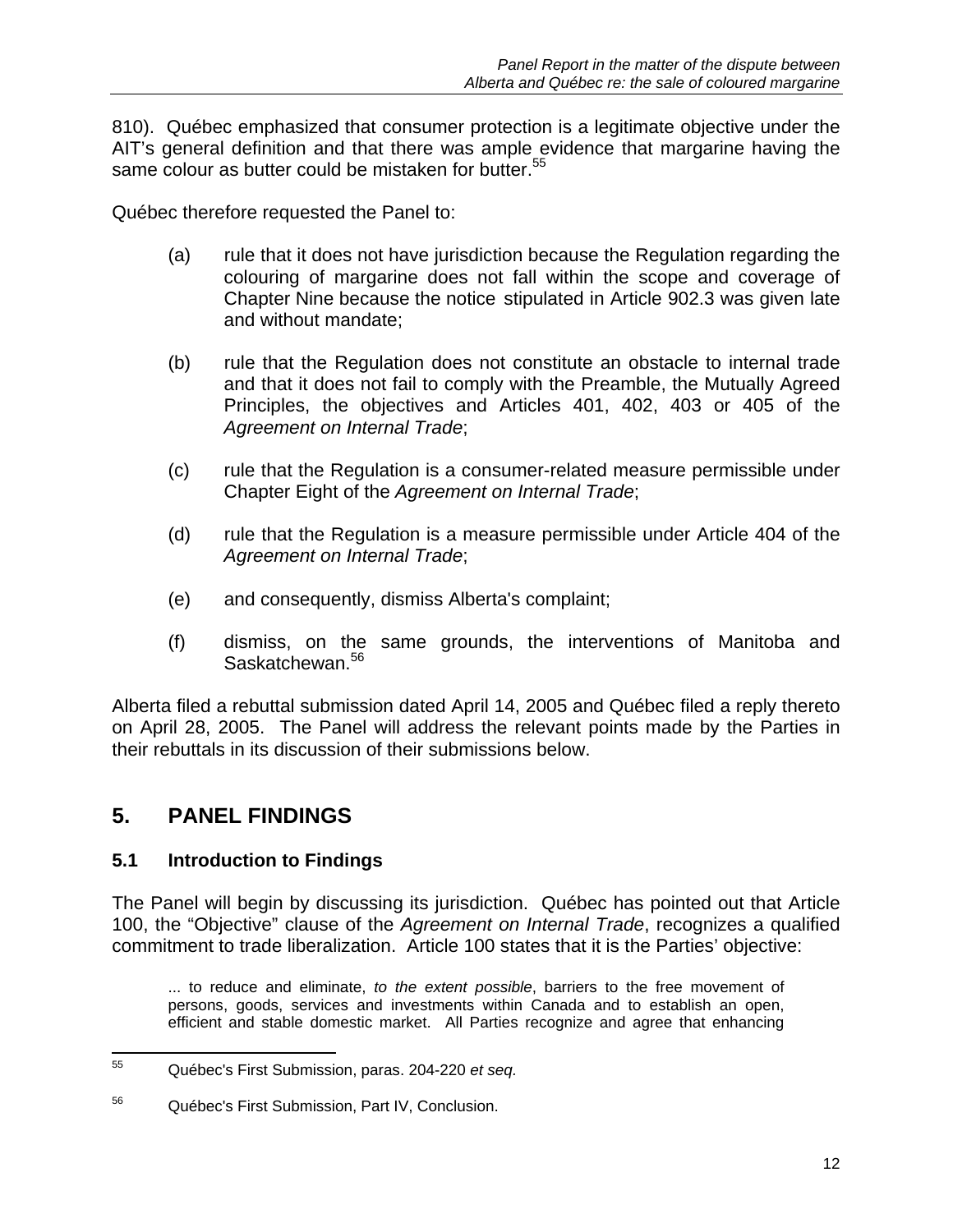810). Québec emphasized that consumer protection is a legitimate objective under the AIT's general definition and that there was ample evidence that margarine having the same colour as butter could be mistaken for butter.[55]

Québec therefore requested the Panel to:

(a) rule that it does not have jurisdiction because the Regulation regarding the colouring of margarine does not fall within the scope and coverage of Chapter Nine because the notice stipulated in Article 902.3 was given late and without mandate;

(b) rule that the Regulation does not constitute an obstacle to internal trade and that it does not fail to comply with the Preamble, the Mutually Agreed Principles, the objectives and Articles 401, 402, 403 or 405 of the *Agreement on Internal Trade*;

(c) rule that the Regulation is a consumer-related measure permissible under Chapter Eight of the *Agreement on Internal Trade*;

(d) rule that the Regulation is a measure permissible under Article 404 of the *Agreement on Internal Trade*;

(e) and consequently, dismiss Alberta's complaint;

(f) dismiss, on the same grounds, the interventions of Manitoba and Saskatchewan.[56]

Alberta filed a rebuttal submission dated April 14, 2005 and Québec filed a reply thereto on April 28, 2005. The Panel will address the relevant points made by the Parties in their rebuttals in its discussion of their submissions below.

## 5. PANEL FINDINGS

### 5.1 Introduction to Findings

The Panel will begin by discussing its jurisdiction. Québec has pointed out that Article 100, the "Objective" clause of the *Agreement on Internal Trade*, recognizes a qualified commitment to trade liberalization. Article 100 states that it is the Parties' objective:

> ... to reduce and eliminate, *to the extent possible*, barriers to the free movement of persons, goods, services and investments within Canada and to establish an open, efficient and stable domestic market. All Parties recognize and agree that enhancing

---

[55] Québec's First Submission, paras. 204-220 *et seq.*

[56] Québec's First Submission, Part IV, Conclusion.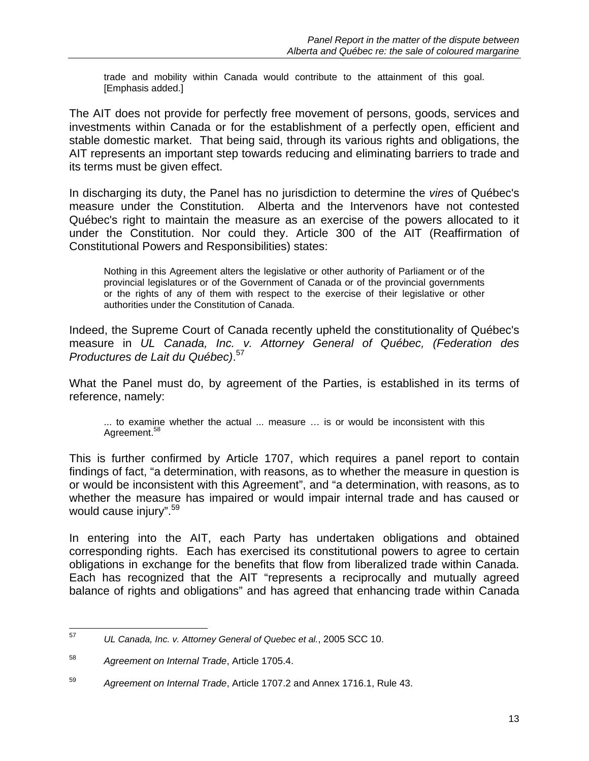> trade and mobility within Canada would contribute to the attainment of this goal. [Emphasis added.]

The AIT does not provide for perfectly free movement of persons, goods, services and investments within Canada or for the establishment of a perfectly open, efficient and stable domestic market. That being said, through its various rights and obligations, the AIT represents an important step towards reducing and eliminating barriers to trade and its terms must be given effect.

In discharging its duty, the Panel has no jurisdiction to determine the *vires* of Québec's measure under the Constitution. Alberta and the Intervenors have not contested Québec's right to maintain the measure as an exercise of the powers allocated to it under the Constitution. Nor could they. Article 300 of the AIT (Reaffirmation of Constitutional Powers and Responsibilities) states:

> Nothing in this Agreement alters the legislative or other authority of Parliament or of the provincial legislatures or of the Government of Canada or of the provincial governments or the rights of any of them with respect to the exercise of their legislative or other authorities under the Constitution of Canada.

Indeed, the Supreme Court of Canada recently upheld the constitutionality of Québec's measure in *UL Canada, Inc. v. Attorney General of Québec, (Federation des Productures de Lait du Québec)*.[57]

What the Panel must do, by agreement of the Parties, is established in its terms of reference, namely:

> ... to examine whether the actual ... measure … is or would be inconsistent with this Agreement.[58]

This is further confirmed by Article 1707, which requires a panel report to contain findings of fact, "a determination, with reasons, as to whether the measure in question is or would be inconsistent with this Agreement", and "a determination, with reasons, as to whether the measure has impaired or would impair internal trade and has caused or would cause injury".[59]

In entering into the AIT, each Party has undertaken obligations and obtained corresponding rights. Each has exercised its constitutional powers to agree to certain obligations in exchange for the benefits that flow from liberalized trade within Canada. Each has recognized that the AIT "represents a reciprocally and mutually agreed balance of rights and obligations" and has agreed that enhancing trade within Canada

---

[57] *UL Canada, Inc. v. Attorney General of Quebec et al.*, 2005 SCC 10.

[58] *Agreement on Internal Trade*, Article 1705.4.

[59] *Agreement on Internal Trade*, Article 1707.2 and Annex 1716.1, Rule 43.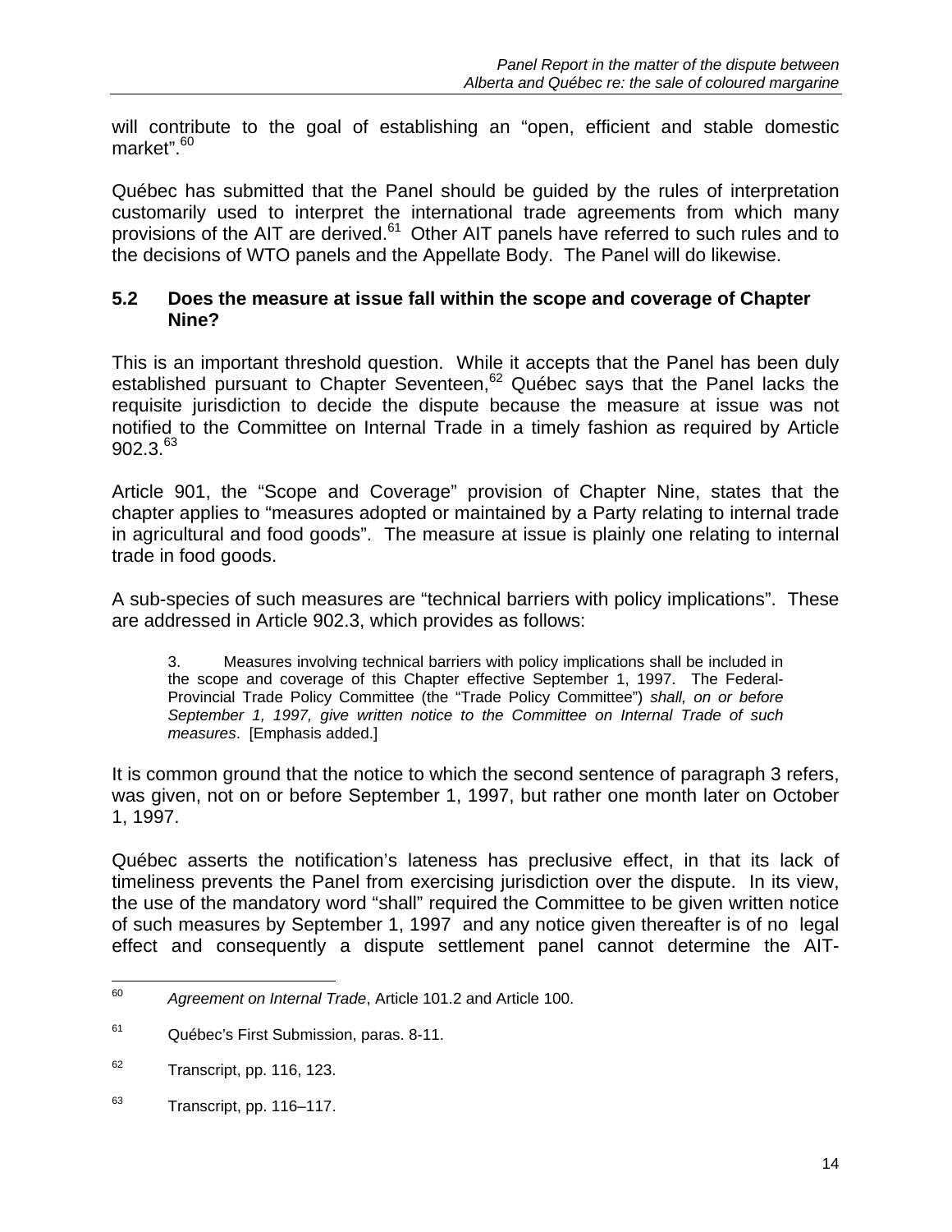will contribute to the goal of establishing an "open, efficient and stable domestic market".[60]

Québec has submitted that the Panel should be guided by the rules of interpretation customarily used to interpret the international trade agreements from which many provisions of the AIT are derived.[61] Other AIT panels have referred to such rules and to the decisions of WTO panels and the Appellate Body. The Panel will do likewise.

### 5.2 Does the measure at issue fall within the scope and coverage of Chapter Nine?

This is an important threshold question. While it accepts that the Panel has been duly established pursuant to Chapter Seventeen,[62] Québec says that the Panel lacks the requisite jurisdiction to decide the dispute because the measure at issue was not notified to the Committee on Internal Trade in a timely fashion as required by Article 902.3.[63]

Article 901, the "Scope and Coverage" provision of Chapter Nine, states that the chapter applies to "measures adopted or maintained by a Party relating to internal trade in agricultural and food goods". The measure at issue is plainly one relating to internal trade in food goods.

A sub-species of such measures are "technical barriers with policy implications". These are addressed in Article 902.3, which provides as follows:

> 3. Measures involving technical barriers with policy implications shall be included in the scope and coverage of this Chapter effective September 1, 1997. The Federal-Provincial Trade Policy Committee (the "Trade Policy Committee") *shall, on or before September 1, 1997, give written notice to the Committee on Internal Trade of such measures*. [Emphasis added.]

It is common ground that the notice to which the second sentence of paragraph 3 refers, was given, not on or before September 1, 1997, but rather one month later on October 1, 1997.

Québec asserts the notification's lateness has preclusive effect, in that its lack of timeliness prevents the Panel from exercising jurisdiction over the dispute. In its view, the use of the mandatory word "shall" required the Committee to be given written notice of such measures by September 1, 1997 and any notice given thereafter is of no legal effect and consequently a dispute settlement panel cannot determine the AIT-

---

[60] *Agreement on Internal Trade*, Article 101.2 and Article 100.

[61] Québec's First Submission, paras. 8-11.

[62] Transcript, pp. 116, 123.

[63] Transcript, pp. 116–117.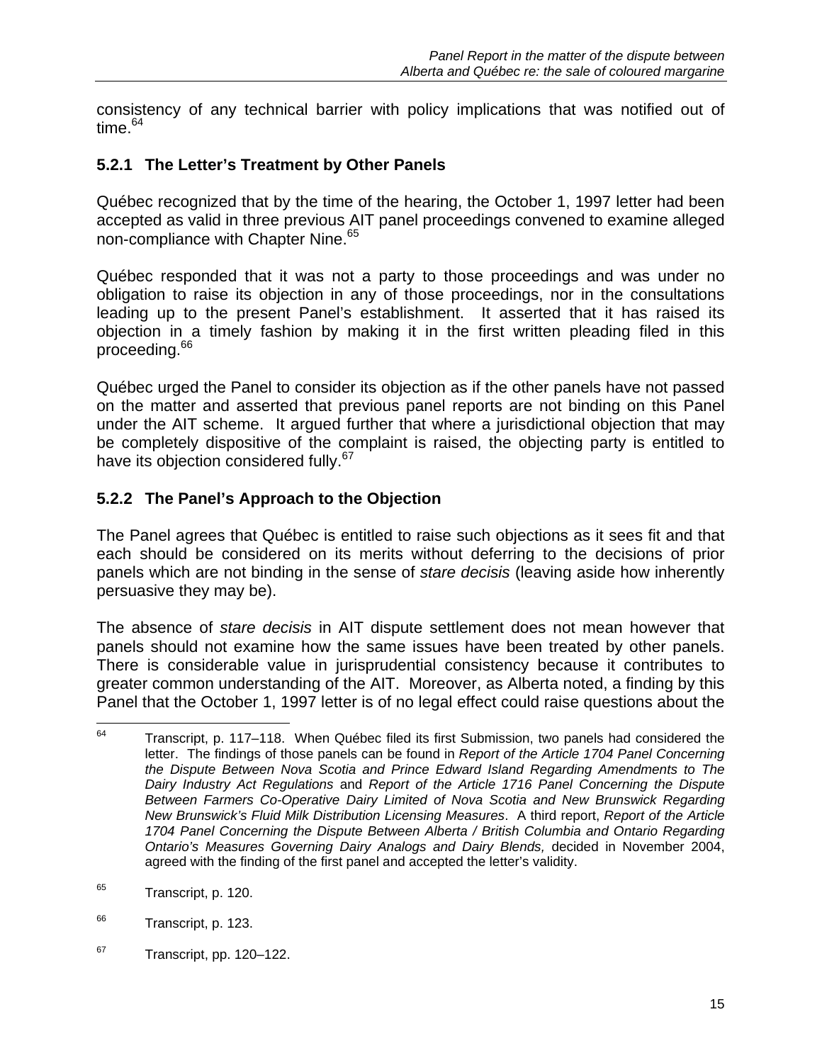consistency of any technical barrier with policy implications that was notified out of time.[64]

### 5.2.1 The Letter's Treatment by Other Panels

Québec recognized that by the time of the hearing, the October 1, 1997 letter had been accepted as valid in three previous AIT panel proceedings convened to examine alleged non-compliance with Chapter Nine.[65]

Québec responded that it was not a party to those proceedings and was under no obligation to raise its objection in any of those proceedings, nor in the consultations leading up to the present Panel's establishment. It asserted that it has raised its objection in a timely fashion by making it in the first written pleading filed in this proceeding.[66]

Québec urged the Panel to consider its objection as if the other panels have not passed on the matter and asserted that previous panel reports are not binding on this Panel under the AIT scheme. It argued further that where a jurisdictional objection that may be completely dispositive of the complaint is raised, the objecting party is entitled to have its objection considered fully.[67]

### 5.2.2 The Panel's Approach to the Objection

The Panel agrees that Québec is entitled to raise such objections as it sees fit and that each should be considered on its merits without deferring to the decisions of prior panels which are not binding in the sense of *stare decisis* (leaving aside how inherently persuasive they may be).

The absence of *stare decisis* in AIT dispute settlement does not mean however that panels should not examine how the same issues have been treated by other panels. There is considerable value in jurisprudential consistency because it contributes to greater common understanding of the AIT. Moreover, as Alberta noted, a finding by this Panel that the October 1, 1997 letter is of no legal effect could raise questions about the

---

[64] Transcript, p. 117–118. When Québec filed its first Submission, two panels had considered the letter. The findings of those panels can be found in *Report of the Article 1704 Panel Concerning the Dispute Between Nova Scotia and Prince Edward Island Regarding Amendments to The Dairy Industry Act Regulations* and *Report of the Article 1716 Panel Concerning the Dispute Between Farmers Co-Operative Dairy Limited of Nova Scotia and New Brunswick Regarding New Brunswick's Fluid Milk Distribution Licensing Measures*. A third report, *Report of the Article 1704 Panel Concerning the Dispute Between Alberta / British Columbia and Ontario Regarding Ontario's Measures Governing Dairy Analogs and Dairy Blends,* decided in November 2004, agreed with the finding of the first panel and accepted the letter's validity.

[65] Transcript, p. 120.

[66] Transcript, p. 123.

[67] Transcript, pp. 120–122.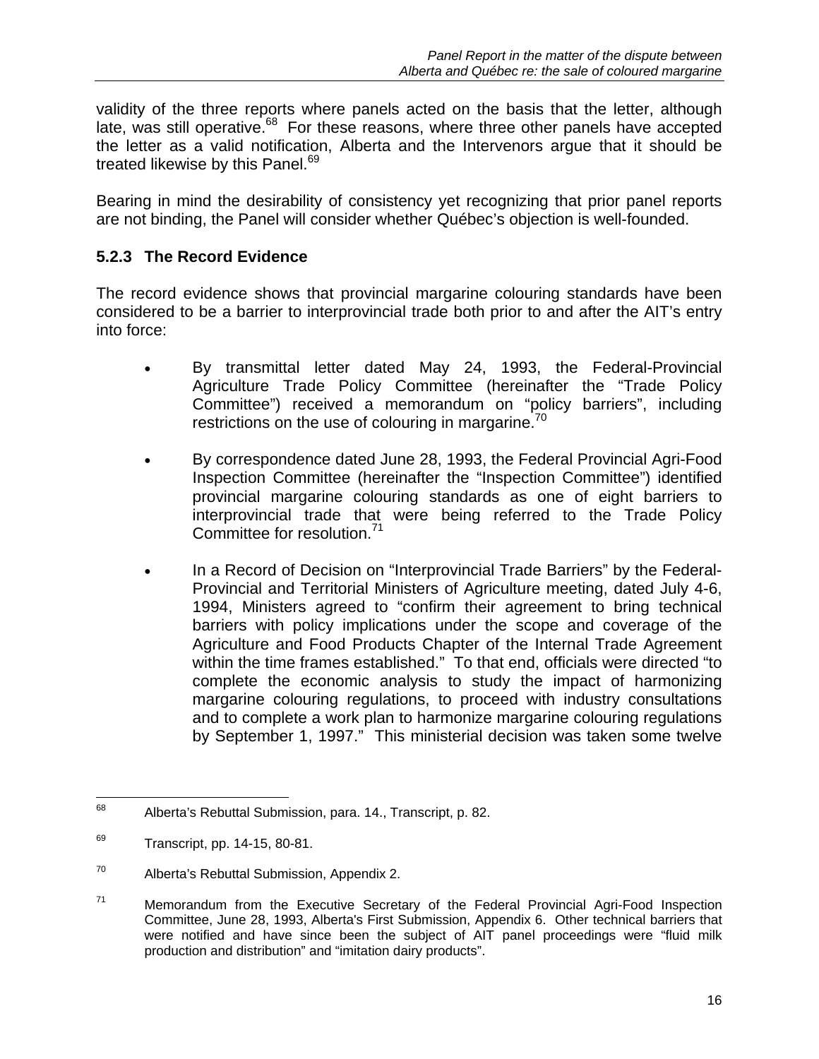validity of the three reports where panels acted on the basis that the letter, although late, was still operative.[68] For these reasons, where three other panels have accepted the letter as a valid notification, Alberta and the Intervenors argue that it should be treated likewise by this Panel.[69]

Bearing in mind the desirability of consistency yet recognizing that prior panel reports are not binding, the Panel will consider whether Québec's objection is well-founded.

### 5.2.3 The Record Evidence

The record evidence shows that provincial margarine colouring standards have been considered to be a barrier to interprovincial trade both prior to and after the AIT's entry into force:

- By transmittal letter dated May 24, 1993, the Federal-Provincial Agriculture Trade Policy Committee (hereinafter the "Trade Policy Committee") received a memorandum on "policy barriers", including restrictions on the use of colouring in margarine.[70]
- By correspondence dated June 28, 1993, the Federal Provincial Agri-Food Inspection Committee (hereinafter the "Inspection Committee") identified provincial margarine colouring standards as one of eight barriers to interprovincial trade that were being referred to the Trade Policy Committee for resolution.[71]
- In a Record of Decision on "Interprovincial Trade Barriers" by the Federal-Provincial and Territorial Ministers of Agriculture meeting, dated July 4-6, 1994, Ministers agreed to "confirm their agreement to bring technical barriers with policy implications under the scope and coverage of the Agriculture and Food Products Chapter of the Internal Trade Agreement within the time frames established." To that end, officials were directed "to complete the economic analysis to study the impact of harmonizing margarine colouring regulations, to proceed with industry consultations and to complete a work plan to harmonize margarine colouring regulations by September 1, 1997." This ministerial decision was taken some twelve

---

[68] Alberta's Rebuttal Submission, para. 14., Transcript, p. 82.

[69] Transcript, pp. 14-15, 80-81.

[70] Alberta's Rebuttal Submission, Appendix 2.

[71] Memorandum from the Executive Secretary of the Federal Provincial Agri-Food Inspection Committee, June 28, 1993, Alberta's First Submission, Appendix 6. Other technical barriers that were notified and have since been the subject of AIT panel proceedings were "fluid milk production and distribution" and "imitation dairy products".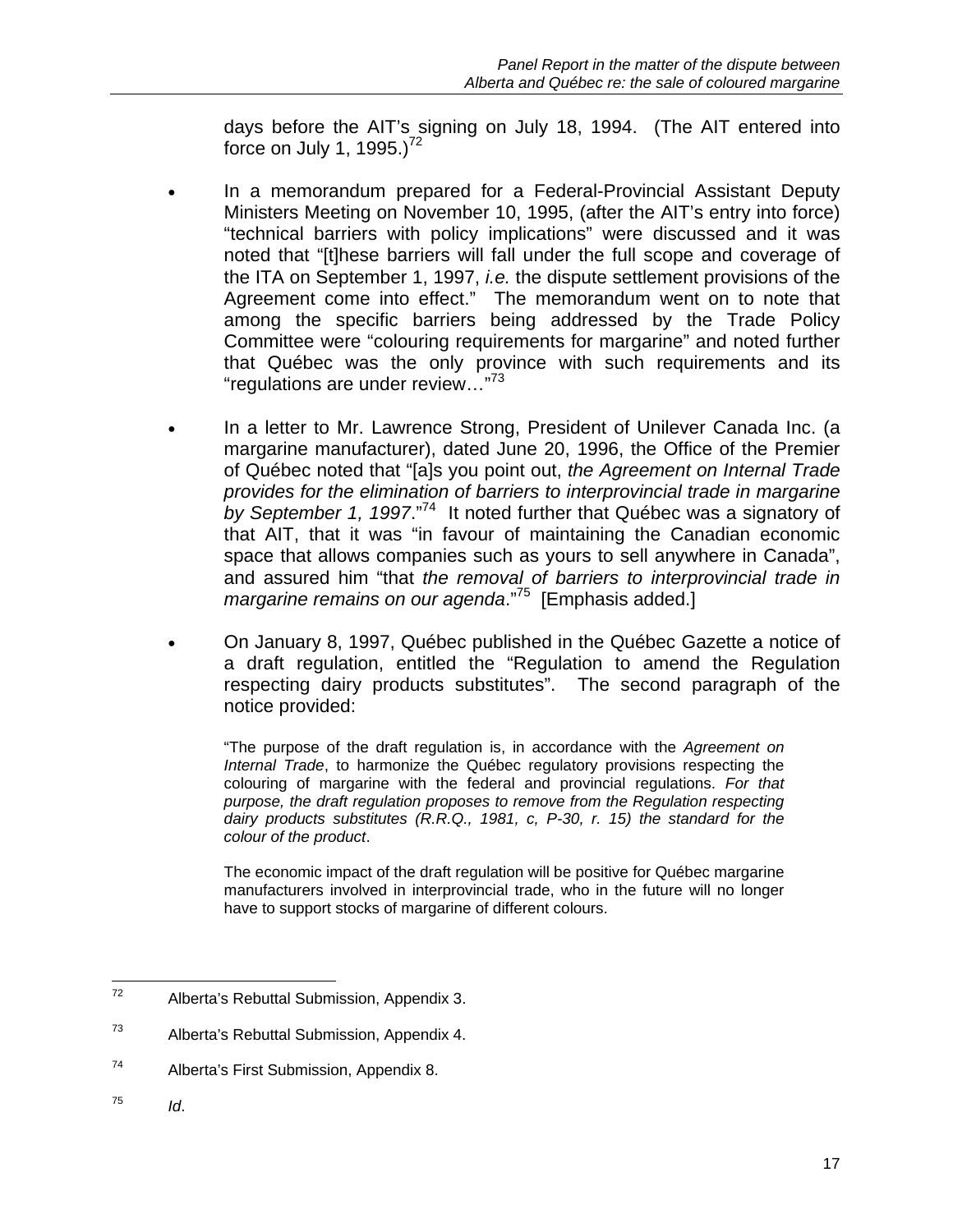days before the AIT's signing on July 18, 1994. (The AIT entered into force on July 1, 1995.)[72]

- In a memorandum prepared for a Federal-Provincial Assistant Deputy Ministers Meeting on November 10, 1995, (after the AIT's entry into force) "technical barriers with policy implications" were discussed and it was noted that "[t]hese barriers will fall under the full scope and coverage of the ITA on September 1, 1997, *i.e.* the dispute settlement provisions of the Agreement come into effect." The memorandum went on to note that among the specific barriers being addressed by the Trade Policy Committee were "colouring requirements for margarine" and noted further that Québec was the only province with such requirements and its "regulations are under review…"[73]

- In a letter to Mr. Lawrence Strong, President of Unilever Canada Inc. (a margarine manufacturer), dated June 20, 1996, the Office of the Premier of Québec noted that "[a]s you point out, *the Agreement on Internal Trade provides for the elimination of barriers to interprovincial trade in margarine by September 1, 1997*."[74] It noted further that Québec was a signatory of that AIT, that it was "in favour of maintaining the Canadian economic space that allows companies such as yours to sell anywhere in Canada", and assured him "that *the removal of barriers to interprovincial trade in margarine remains on our agenda*."[75] [Emphasis added.]

- On January 8, 1997, Québec published in the Québec Gazette a notice of a draft regulation, entitled the "Regulation to amend the Regulation respecting dairy products substitutes". The second paragraph of the notice provided:

  "The purpose of the draft regulation is, in accordance with the *Agreement on Internal Trade*, to harmonize the Québec regulatory provisions respecting the colouring of margarine with the federal and provincial regulations. *For that purpose, the draft regulation proposes to remove from the Regulation respecting dairy products substitutes (R.R.Q., 1981, c, P-30, r. 15) the standard for the colour of the product*.

  The economic impact of the draft regulation will be positive for Québec margarine manufacturers involved in interprovincial trade, who in the future will no longer have to support stocks of margarine of different colours.

---

[72] Alberta's Rebuttal Submission, Appendix 3.

[73] Alberta's Rebuttal Submission, Appendix 4.

[74] Alberta's First Submission, Appendix 8.

[75] *Id*.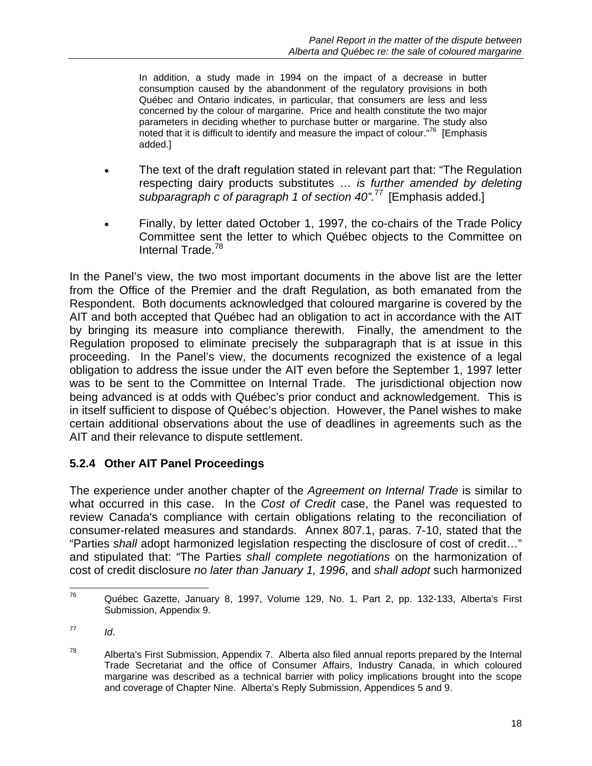> In addition, a study made in 1994 on the impact of a decrease in butter consumption caused by the abandonment of the regulatory provisions in both Québec and Ontario indicates, in particular, that consumers are less and less concerned by the colour of margarine. Price and health constitute the two major parameters in deciding whether to purchase butter or margarine. The study also noted that it is difficult to identify and measure the impact of colour."[76] [Emphasis added.]

- The text of the draft regulation stated in relevant part that: "The Regulation respecting dairy products substitutes … *is further amended by deleting subparagraph c of paragraph 1 of section 40".*[77] [Emphasis added.]
- Finally, by letter dated October 1, 1997, the co-chairs of the Trade Policy Committee sent the letter to which Québec objects to the Committee on Internal Trade.[78]

In the Panel's view, the two most important documents in the above list are the letter from the Office of the Premier and the draft Regulation, as both emanated from the Respondent. Both documents acknowledged that coloured margarine is covered by the AIT and both accepted that Québec had an obligation to act in accordance with the AIT by bringing its measure into compliance therewith. Finally, the amendment to the Regulation proposed to eliminate precisely the subparagraph that is at issue in this proceeding. In the Panel's view, the documents recognized the existence of a legal obligation to address the issue under the AIT even before the September 1, 1997 letter was to be sent to the Committee on Internal Trade. The jurisdictional objection now being advanced is at odds with Québec's prior conduct and acknowledgement. This is in itself sufficient to dispose of Québec's objection. However, the Panel wishes to make certain additional observations about the use of deadlines in agreements such as the AIT and their relevance to dispute settlement.

### 5.2.4 Other AIT Panel Proceedings

The experience under another chapter of the *Agreement on Internal Trade* is similar to what occurred in this case. In the *Cost of Credit* case, the Panel was requested to review Canada's compliance with certain obligations relating to the reconciliation of consumer-related measures and standards. Annex 807.1, paras. 7-10, stated that the "Parties *shall* adopt harmonized legislation respecting the disclosure of cost of credit…" and stipulated that: "The Parties *shall complete negotiations* on the harmonization of cost of credit disclosure *no later than January 1, 1996*, and *shall adopt* such harmonized

---

[76] Québec Gazette, January 8, 1997, Volume 129, No. 1, Part 2, pp. 132-133, Alberta's First Submission, Appendix 9.

[77] *Id*.

[78] Alberta's First Submission, Appendix 7. Alberta also filed annual reports prepared by the Internal Trade Secretariat and the office of Consumer Affairs, Industry Canada, in which coloured margarine was described as a technical barrier with policy implications brought into the scope and coverage of Chapter Nine. Alberta's Reply Submission, Appendices 5 and 9.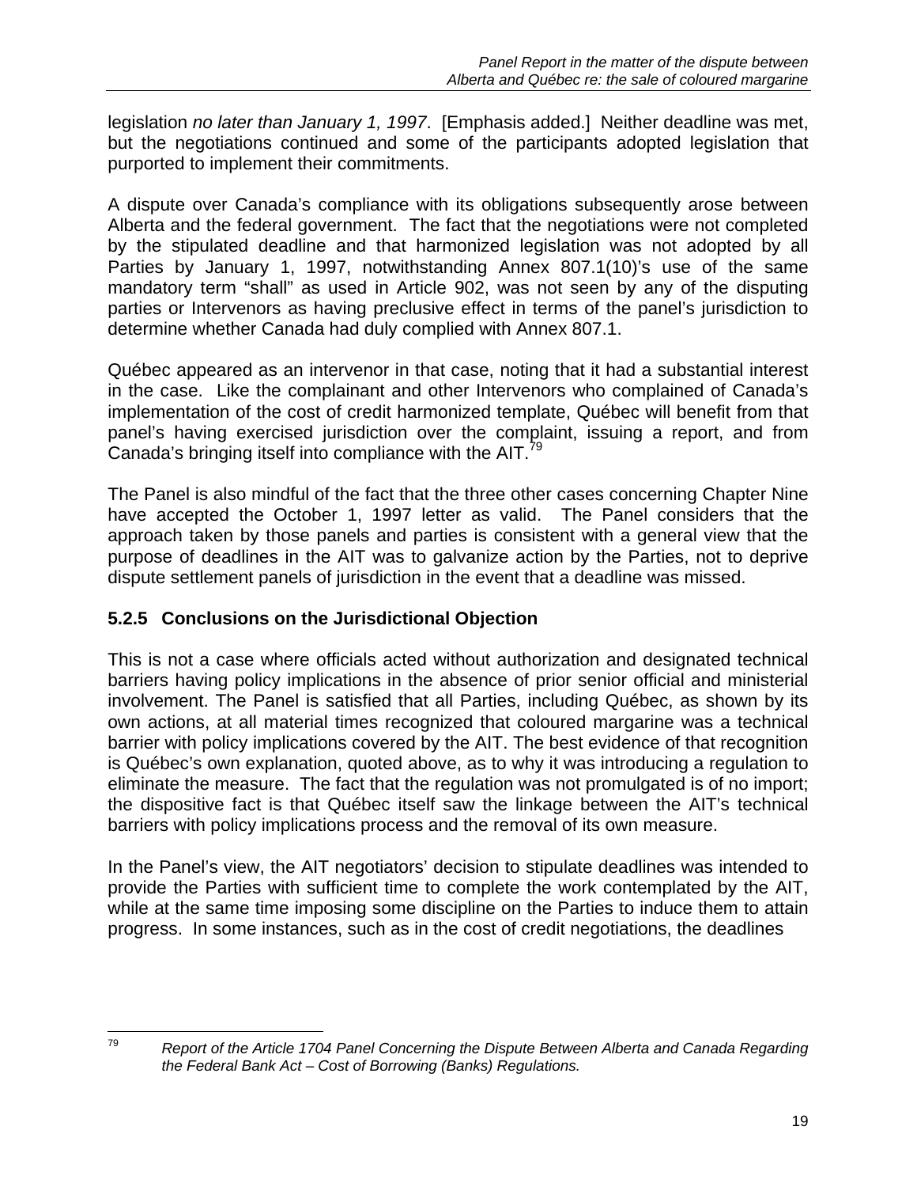legislation *no later than January 1, 1997*. [Emphasis added.] Neither deadline was met, but the negotiations continued and some of the participants adopted legislation that purported to implement their commitments.

A dispute over Canada's compliance with its obligations subsequently arose between Alberta and the federal government. The fact that the negotiations were not completed by the stipulated deadline and that harmonized legislation was not adopted by all Parties by January 1, 1997, notwithstanding Annex 807.1(10)'s use of the same mandatory term "shall" as used in Article 902, was not seen by any of the disputing parties or Intervenors as having preclusive effect in terms of the panel's jurisdiction to determine whether Canada had duly complied with Annex 807.1.

Québec appeared as an intervenor in that case, noting that it had a substantial interest in the case. Like the complainant and other Intervenors who complained of Canada's implementation of the cost of credit harmonized template, Québec will benefit from that panel's having exercised jurisdiction over the complaint, issuing a report, and from Canada's bringing itself into compliance with the AIT.[79]

The Panel is also mindful of the fact that the three other cases concerning Chapter Nine have accepted the October 1, 1997 letter as valid. The Panel considers that the approach taken by those panels and parties is consistent with a general view that the purpose of deadlines in the AIT was to galvanize action by the Parties, not to deprive dispute settlement panels of jurisdiction in the event that a deadline was missed.

### 5.2.5 Conclusions on the Jurisdictional Objection

This is not a case where officials acted without authorization and designated technical barriers having policy implications in the absence of prior senior official and ministerial involvement. The Panel is satisfied that all Parties, including Québec, as shown by its own actions, at all material times recognized that coloured margarine was a technical barrier with policy implications covered by the AIT. The best evidence of that recognition is Québec's own explanation, quoted above, as to why it was introducing a regulation to eliminate the measure. The fact that the regulation was not promulgated is of no import; the dispositive fact is that Québec itself saw the linkage between the AIT's technical barriers with policy implications process and the removal of its own measure.

In the Panel's view, the AIT negotiators' decision to stipulate deadlines was intended to provide the Parties with sufficient time to complete the work contemplated by the AIT, while at the same time imposing some discipline on the Parties to induce them to attain progress. In some instances, such as in the cost of credit negotiations, the deadlines

---

[79] *Report of the Article 1704 Panel Concerning the Dispute Between Alberta and Canada Regarding the Federal Bank Act – Cost of Borrowing (Banks) Regulations.*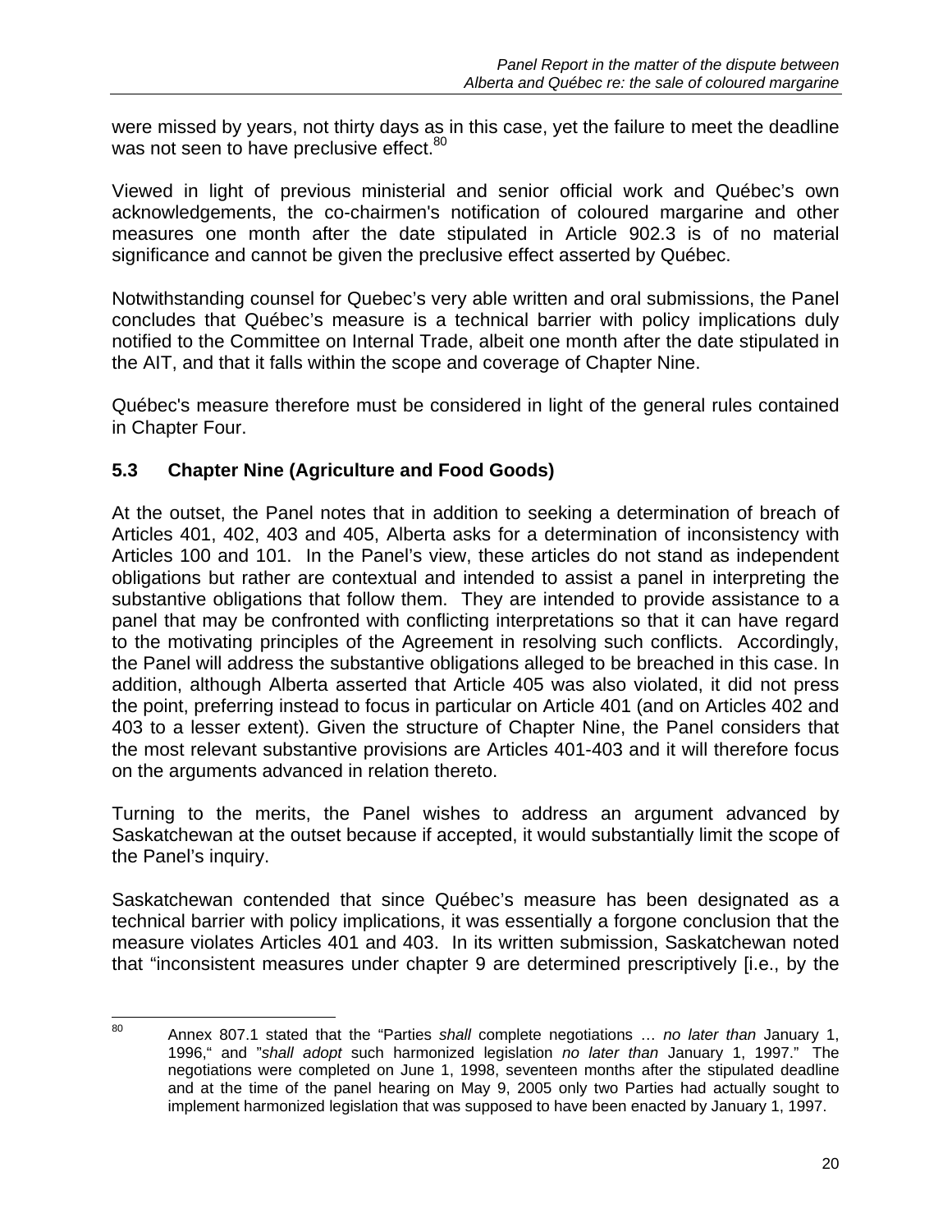were missed by years, not thirty days as in this case, yet the failure to meet the deadline was not seen to have preclusive effect.[80]

Viewed in light of previous ministerial and senior official work and Québec's own acknowledgements, the co-chairmen's notification of coloured margarine and other measures one month after the date stipulated in Article 902.3 is of no material significance and cannot be given the preclusive effect asserted by Québec.

Notwithstanding counsel for Quebec's very able written and oral submissions, the Panel concludes that Québec's measure is a technical barrier with policy implications duly notified to the Committee on Internal Trade, albeit one month after the date stipulated in the AIT, and that it falls within the scope and coverage of Chapter Nine.

Québec's measure therefore must be considered in light of the general rules contained in Chapter Four.

### 5.3 Chapter Nine (Agriculture and Food Goods)

At the outset, the Panel notes that in addition to seeking a determination of breach of Articles 401, 402, 403 and 405, Alberta asks for a determination of inconsistency with Articles 100 and 101. In the Panel's view, these articles do not stand as independent obligations but rather are contextual and intended to assist a panel in interpreting the substantive obligations that follow them. They are intended to provide assistance to a panel that may be confronted with conflicting interpretations so that it can have regard to the motivating principles of the Agreement in resolving such conflicts. Accordingly, the Panel will address the substantive obligations alleged to be breached in this case. In addition, although Alberta asserted that Article 405 was also violated, it did not press the point, preferring instead to focus in particular on Article 401 (and on Articles 402 and 403 to a lesser extent). Given the structure of Chapter Nine, the Panel considers that the most relevant substantive provisions are Articles 401-403 and it will therefore focus on the arguments advanced in relation thereto.

Turning to the merits, the Panel wishes to address an argument advanced by Saskatchewan at the outset because if accepted, it would substantially limit the scope of the Panel's inquiry.

Saskatchewan contended that since Québec's measure has been designated as a technical barrier with policy implications, it was essentially a forgone conclusion that the measure violates Articles 401 and 403. In its written submission, Saskatchewan noted that "inconsistent measures under chapter 9 are determined prescriptively [i.e., by the

---

[80] Annex 807.1 stated that the "Parties *shall* complete negotiations … *no later than* January 1, 1996," and "*shall adopt* such harmonized legislation *no later than* January 1, 1997." The negotiations were completed on June 1, 1998, seventeen months after the stipulated deadline and at the time of the panel hearing on May 9, 2005 only two Parties had actually sought to implement harmonized legislation that was supposed to have been enacted by January 1, 1997.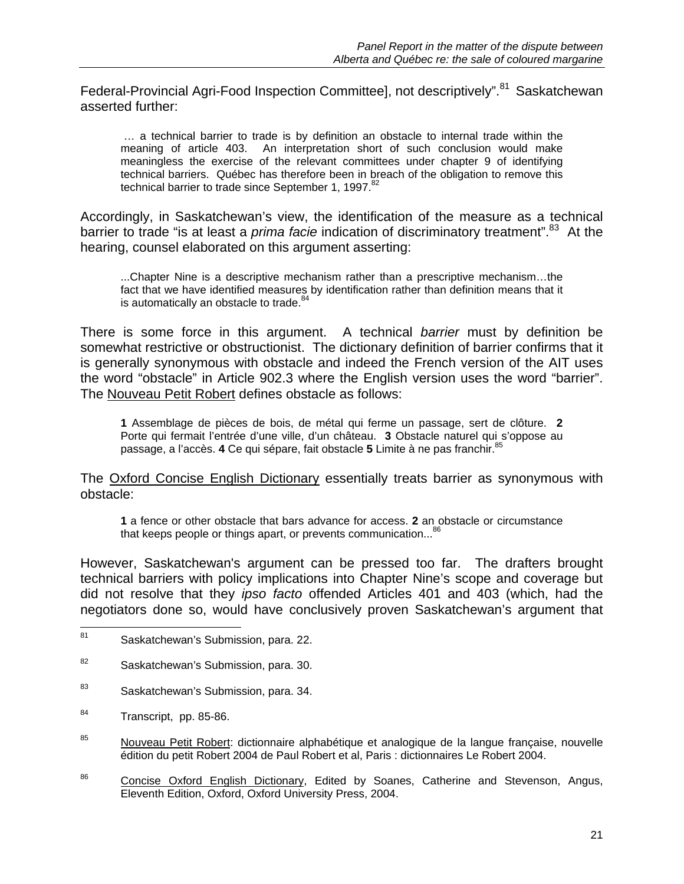Federal-Provincial Agri-Food Inspection Committee], not descriptively".[81] Saskatchewan asserted further:

> … a technical barrier to trade is by definition an obstacle to internal trade within the meaning of article 403. An interpretation short of such conclusion would make meaningless the exercise of the relevant committees under chapter 9 of identifying technical barriers. Québec has therefore been in breach of the obligation to remove this technical barrier to trade since September 1, 1997.[82]

Accordingly, in Saskatchewan's view, the identification of the measure as a technical barrier to trade "is at least a *prima facie* indication of discriminatory treatment".[83] At the hearing, counsel elaborated on this argument asserting:

> ...Chapter Nine is a descriptive mechanism rather than a prescriptive mechanism…the fact that we have identified measures by identification rather than definition means that it is automatically an obstacle to trade.[84]

There is some force in this argument. A technical *barrier* must by definition be somewhat restrictive or obstructionist. The dictionary definition of barrier confirms that it is generally synonymous with obstacle and indeed the French version of the AIT uses the word "obstacle" in Article 902.3 where the English version uses the word "barrier". The Nouveau Petit Robert defines obstacle as follows:

> **1** Assemblage de pièces de bois, de métal qui ferme un passage, sert de clôture. **2** Porte qui fermait l'entrée d'une ville, d'un château. **3** Obstacle naturel qui s'oppose au passage, a l'accès. **4** Ce qui sépare, fait obstacle **5** Limite à ne pas franchir.[85]

The Oxford Concise English Dictionary essentially treats barrier as synonymous with obstacle:

> **1** a fence or other obstacle that bars advance for access. **2** an obstacle or circumstance that keeps people or things apart, or prevents communication...[86]

However, Saskatchewan's argument can be pressed too far. The drafters brought technical barriers with policy implications into Chapter Nine's scope and coverage but did not resolve that they *ipso facto* offended Articles 401 and 403 (which, had the negotiators done so, would have conclusively proven Saskatchewan's argument that

---

[81] Saskatchewan's Submission, para. 22.

[82] Saskatchewan's Submission, para. 30.

[83] Saskatchewan's Submission, para. 34.

[84] Transcript, pp. 85-86.

[85] Nouveau Petit Robert: dictionnaire alphabétique et analogique de la langue française, nouvelle édition du petit Robert 2004 de Paul Robert et al, Paris : dictionnaires Le Robert 2004.

[86] Concise Oxford English Dictionary, Edited by Soanes, Catherine and Stevenson, Angus, Eleventh Edition, Oxford, Oxford University Press, 2004.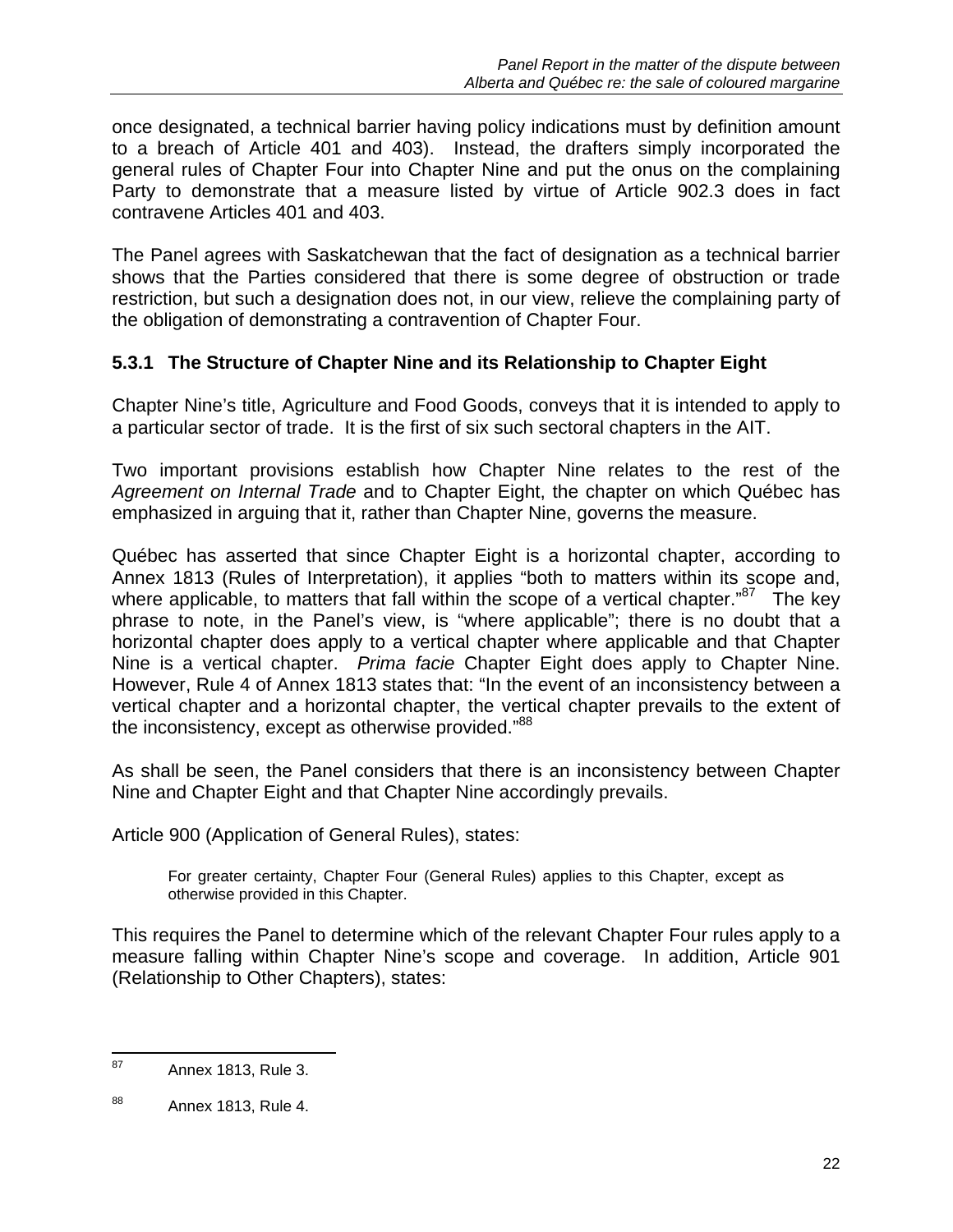once designated, a technical barrier having policy indications must by definition amount to a breach of Article 401 and 403). Instead, the drafters simply incorporated the general rules of Chapter Four into Chapter Nine and put the onus on the complaining Party to demonstrate that a measure listed by virtue of Article 902.3 does in fact contravene Articles 401 and 403.

The Panel agrees with Saskatchewan that the fact of designation as a technical barrier shows that the Parties considered that there is some degree of obstruction or trade restriction, but such a designation does not, in our view, relieve the complaining party of the obligation of demonstrating a contravention of Chapter Four.

### 5.3.1 The Structure of Chapter Nine and its Relationship to Chapter Eight

Chapter Nine's title, Agriculture and Food Goods, conveys that it is intended to apply to a particular sector of trade. It is the first of six such sectoral chapters in the AIT.

Two important provisions establish how Chapter Nine relates to the rest of the *Agreement on Internal Trade* and to Chapter Eight, the chapter on which Québec has emphasized in arguing that it, rather than Chapter Nine, governs the measure.

Québec has asserted that since Chapter Eight is a horizontal chapter, according to Annex 1813 (Rules of Interpretation), it applies "both to matters within its scope and, where applicable, to matters that fall within the scope of a vertical chapter."[87] The key phrase to note, in the Panel's view, is "where applicable"; there is no doubt that a horizontal chapter does apply to a vertical chapter where applicable and that Chapter Nine is a vertical chapter. *Prima facie* Chapter Eight does apply to Chapter Nine. However, Rule 4 of Annex 1813 states that: "In the event of an inconsistency between a vertical chapter and a horizontal chapter, the vertical chapter prevails to the extent of the inconsistency, except as otherwise provided."[88]

As shall be seen, the Panel considers that there is an inconsistency between Chapter Nine and Chapter Eight and that Chapter Nine accordingly prevails.

Article 900 (Application of General Rules), states:

> For greater certainty, Chapter Four (General Rules) applies to this Chapter, except as otherwise provided in this Chapter.

This requires the Panel to determine which of the relevant Chapter Four rules apply to a measure falling within Chapter Nine's scope and coverage. In addition, Article 901 (Relationship to Other Chapters), states:

---

[87] Annex 1813, Rule 3.

[88] Annex 1813, Rule 4.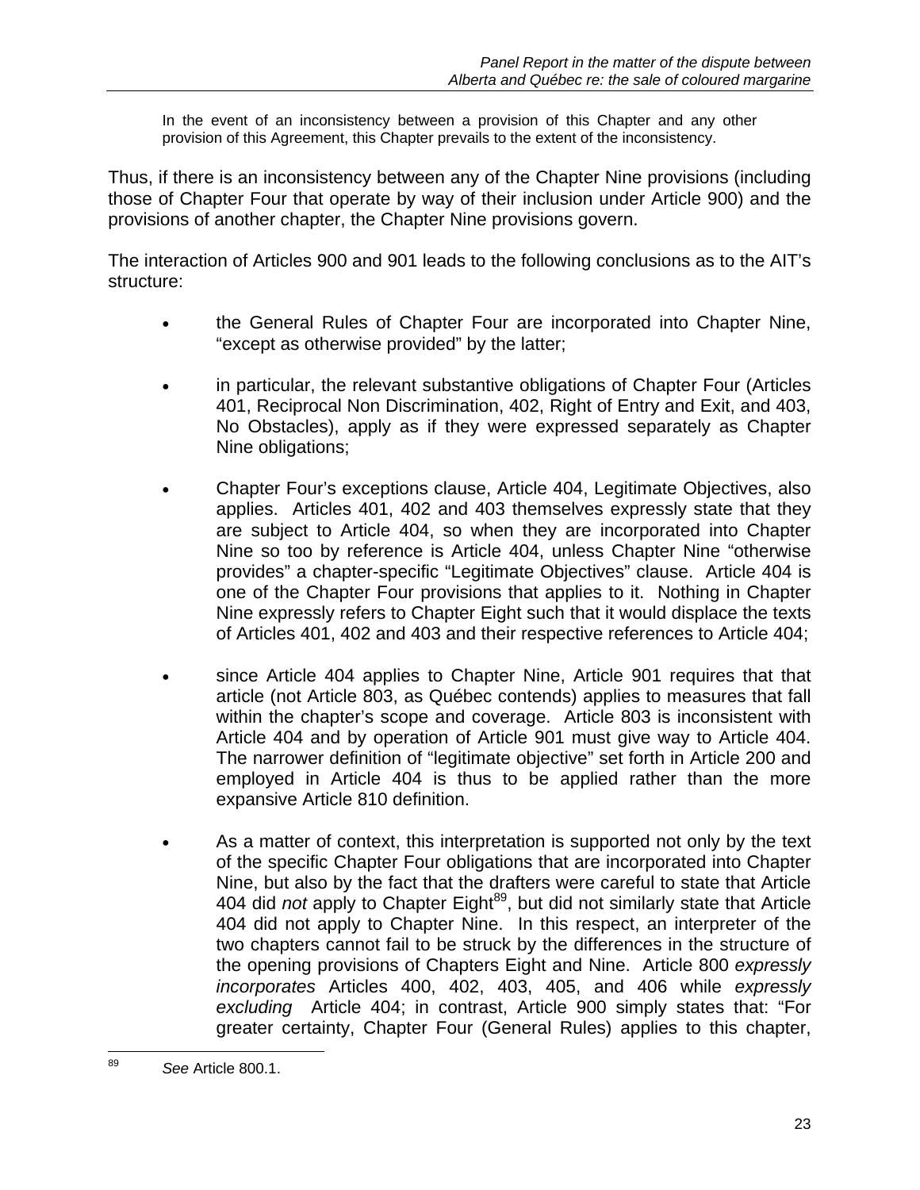> In the event of an inconsistency between a provision of this Chapter and any other provision of this Agreement, this Chapter prevails to the extent of the inconsistency.

Thus, if there is an inconsistency between any of the Chapter Nine provisions (including those of Chapter Four that operate by way of their inclusion under Article 900) and the provisions of another chapter, the Chapter Nine provisions govern.

The interaction of Articles 900 and 901 leads to the following conclusions as to the AIT's structure:

- the General Rules of Chapter Four are incorporated into Chapter Nine, "except as otherwise provided" by the latter;

- in particular, the relevant substantive obligations of Chapter Four (Articles 401, Reciprocal Non Discrimination, 402, Right of Entry and Exit, and 403, No Obstacles), apply as if they were expressed separately as Chapter Nine obligations;

- Chapter Four's exceptions clause, Article 404, Legitimate Objectives, also applies. Articles 401, 402 and 403 themselves expressly state that they are subject to Article 404, so when they are incorporated into Chapter Nine so too by reference is Article 404, unless Chapter Nine "otherwise provides" a chapter-specific "Legitimate Objectives" clause. Article 404 is one of the Chapter Four provisions that applies to it. Nothing in Chapter Nine expressly refers to Chapter Eight such that it would displace the texts of Articles 401, 402 and 403 and their respective references to Article 404;

- since Article 404 applies to Chapter Nine, Article 901 requires that that article (not Article 803, as Québec contends) applies to measures that fall within the chapter's scope and coverage. Article 803 is inconsistent with Article 404 and by operation of Article 901 must give way to Article 404. The narrower definition of "legitimate objective" set forth in Article 200 and employed in Article 404 is thus to be applied rather than the more expansive Article 810 definition.

- As a matter of context, this interpretation is supported not only by the text of the specific Chapter Four obligations that are incorporated into Chapter Nine, but also by the fact that the drafters were careful to state that Article 404 did *not* apply to Chapter Eight[89], but did not similarly state that Article 404 did not apply to Chapter Nine. In this respect, an interpreter of the two chapters cannot fail to be struck by the differences in the structure of the opening provisions of Chapters Eight and Nine. Article 800 *expressly incorporates* Articles 400, 402, 403, 405, and 406 while *expressly excluding* Article 404; in contrast, Article 900 simply states that: "For greater certainty, Chapter Four (General Rules) applies to this chapter,

[89] *See* Article 800.1.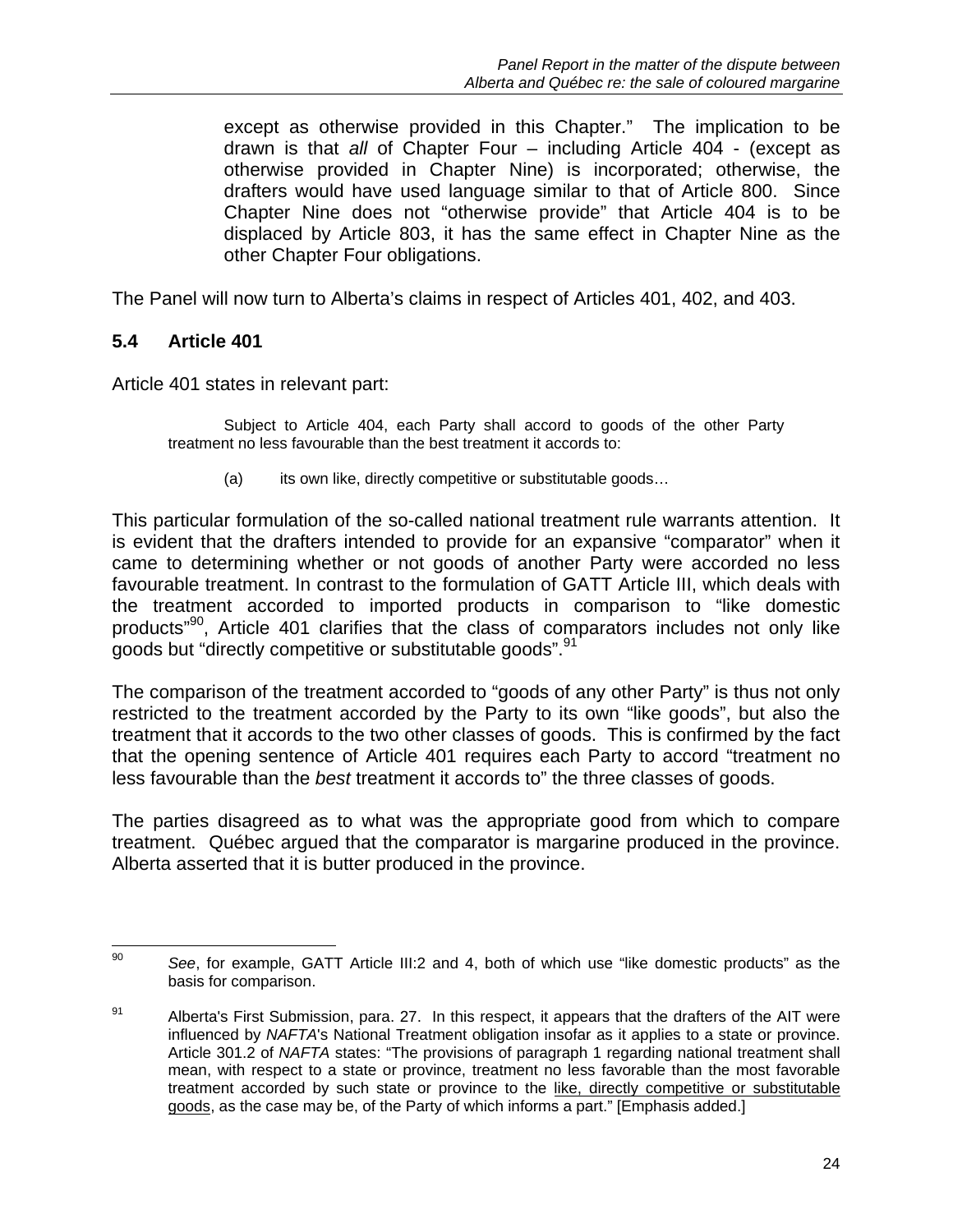except as otherwise provided in this Chapter." The implication to be drawn is that *all* of Chapter Four – including Article 404 - (except as otherwise provided in Chapter Nine) is incorporated; otherwise, the drafters would have used language similar to that of Article 800. Since Chapter Nine does not "otherwise provide" that Article 404 is to be displaced by Article 803, it has the same effect in Chapter Nine as the other Chapter Four obligations.

The Panel will now turn to Alberta's claims in respect of Articles 401, 402, and 403.

### 5.4 Article 401

Article 401 states in relevant part:

> Subject to Article 404, each Party shall accord to goods of the other Party treatment no less favourable than the best treatment it accords to:
>
> (a) its own like, directly competitive or substitutable goods…

This particular formulation of the so-called national treatment rule warrants attention. It is evident that the drafters intended to provide for an expansive "comparator" when it came to determining whether or not goods of another Party were accorded no less favourable treatment. In contrast to the formulation of GATT Article III, which deals with the treatment accorded to imported products in comparison to "like domestic products"[90], Article 401 clarifies that the class of comparators includes not only like goods but "directly competitive or substitutable goods".[91]

The comparison of the treatment accorded to "goods of any other Party" is thus not only restricted to the treatment accorded by the Party to its own "like goods", but also the treatment that it accords to the two other classes of goods. This is confirmed by the fact that the opening sentence of Article 401 requires each Party to accord "treatment no less favourable than the *best* treatment it accords to" the three classes of goods.

The parties disagreed as to what was the appropriate good from which to compare treatment. Québec argued that the comparator is margarine produced in the province. Alberta asserted that it is butter produced in the province.

---

[90] *See*, for example, GATT Article III:2 and 4, both of which use "like domestic products" as the basis for comparison.

[91] Alberta's First Submission, para. 27. In this respect, it appears that the drafters of the AIT were influenced by *NAFTA*'s National Treatment obligation insofar as it applies to a state or province. Article 301.2 of *NAFTA* states: "The provisions of paragraph 1 regarding national treatment shall mean, with respect to a state or province, treatment no less favorable than the most favorable treatment accorded by such state or province to the like, directly competitive or substitutable goods, as the case may be, of the Party of which informs a part." [Emphasis added.]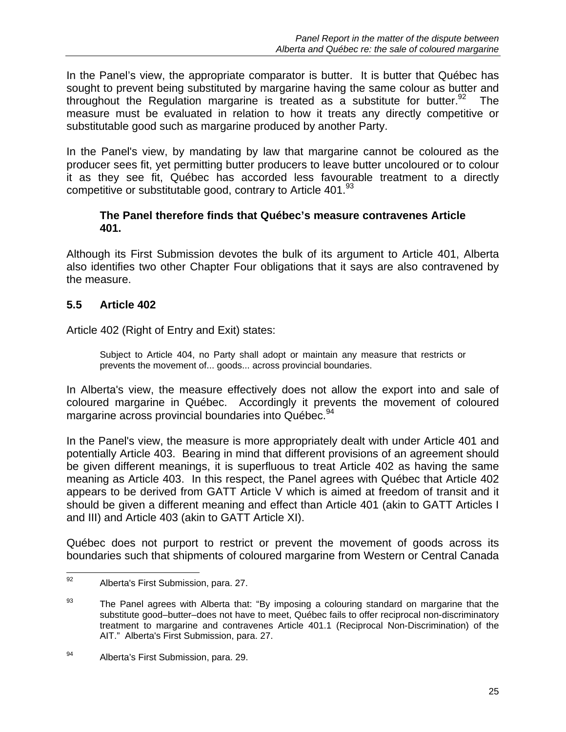In the Panel's view, the appropriate comparator is butter. It is butter that Québec has sought to prevent being substituted by margarine having the same colour as butter and throughout the Regulation margarine is treated as a substitute for butter.[92] The measure must be evaluated in relation to how it treats any directly competitive or substitutable good such as margarine produced by another Party.

In the Panel's view, by mandating by law that margarine cannot be coloured as the producer sees fit, yet permitting butter producers to leave butter uncoloured or to colour it as they see fit, Québec has accorded less favourable treatment to a directly competitive or substitutable good, contrary to Article 401.[93]

> **The Panel therefore finds that Québec's measure contravenes Article 401.**

Although its First Submission devotes the bulk of its argument to Article 401, Alberta also identifies two other Chapter Four obligations that it says are also contravened by the measure.

## 5.5 Article 402

Article 402 (Right of Entry and Exit) states:

> Subject to Article 404, no Party shall adopt or maintain any measure that restricts or prevents the movement of... goods... across provincial boundaries.

In Alberta's view, the measure effectively does not allow the export into and sale of coloured margarine in Québec. Accordingly it prevents the movement of coloured margarine across provincial boundaries into Québec.[94]

In the Panel's view, the measure is more appropriately dealt with under Article 401 and potentially Article 403. Bearing in mind that different provisions of an agreement should be given different meanings, it is superfluous to treat Article 402 as having the same meaning as Article 403. In this respect, the Panel agrees with Québec that Article 402 appears to be derived from GATT Article V which is aimed at freedom of transit and it should be given a different meaning and effect than Article 401 (akin to GATT Articles I and III) and Article 403 (akin to GATT Article XI).

Québec does not purport to restrict or prevent the movement of goods across its boundaries such that shipments of coloured margarine from Western or Central Canada

---

[92] Alberta's First Submission, para. 27.

[93] The Panel agrees with Alberta that: "By imposing a colouring standard on margarine that the substitute good–butter–does not have to meet, Québec fails to offer reciprocal non-discriminatory treatment to margarine and contravenes Article 401.1 (Reciprocal Non-Discrimination) of the AIT." Alberta's First Submission, para. 27.

[94] Alberta's First Submission, para. 29.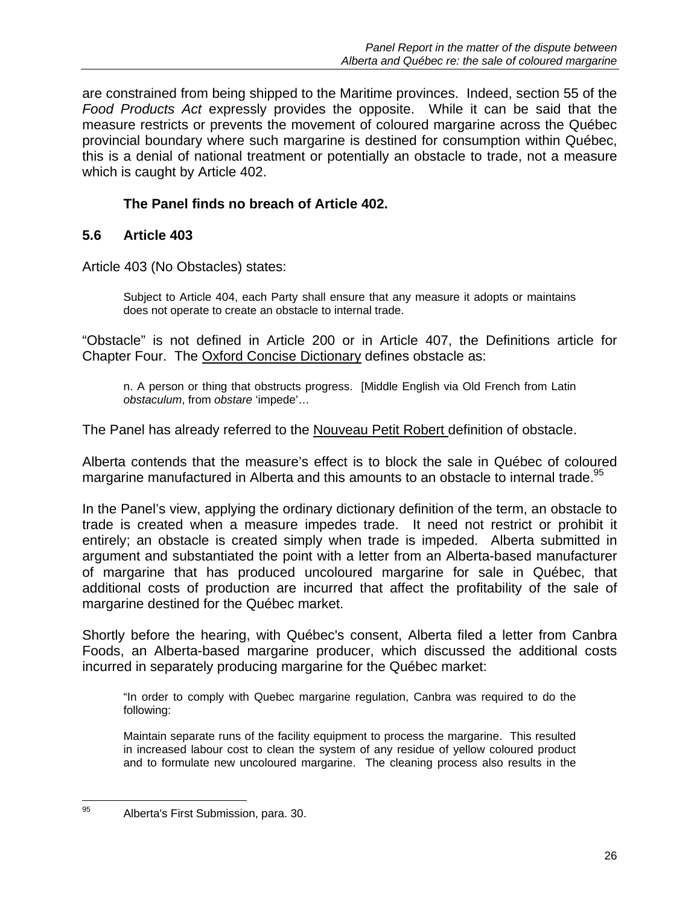are constrained from being shipped to the Maritime provinces. Indeed, section 55 of the *Food Products Act* expressly provides the opposite. While it can be said that the measure restricts or prevents the movement of coloured margarine across the Québec provincial boundary where such margarine is destined for consumption within Québec, this is a denial of national treatment or potentially an obstacle to trade, not a measure which is caught by Article 402.

**The Panel finds no breach of Article 402.**

### 5.6 Article 403

Article 403 (No Obstacles) states:

> Subject to Article 404, each Party shall ensure that any measure it adopts or maintains does not operate to create an obstacle to internal trade.

“Obstacle” is not defined in Article 200 or in Article 407, the Definitions article for Chapter Four. The Oxford Concise Dictionary defines obstacle as:

> n. A person or thing that obstructs progress. [Middle English via Old French from Latin *obstaculum*, from *obstare* ‘impede’…

The Panel has already referred to the Nouveau Petit Robert definition of obstacle.

Alberta contends that the measure’s effect is to block the sale in Québec of coloured margarine manufactured in Alberta and this amounts to an obstacle to internal trade.[95]

In the Panel’s view, applying the ordinary dictionary definition of the term, an obstacle to trade is created when a measure impedes trade. It need not restrict or prohibit it entirely; an obstacle is created simply when trade is impeded. Alberta submitted in argument and substantiated the point with a letter from an Alberta-based manufacturer of margarine that has produced uncoloured margarine for sale in Québec, that additional costs of production are incurred that affect the profitability of the sale of margarine destined for the Québec market.

Shortly before the hearing, with Québec's consent, Alberta filed a letter from Canbra Foods, an Alberta-based margarine producer, which discussed the additional costs incurred in separately producing margarine for the Québec market:

> “In order to comply with Quebec margarine regulation, Canbra was required to do the following:
>
> Maintain separate runs of the facility equipment to process the margarine. This resulted in increased labour cost to clean the system of any residue of yellow coloured product and to formulate new uncoloured margarine. The cleaning process also results in the

[95] Alberta's First Submission, para. 30.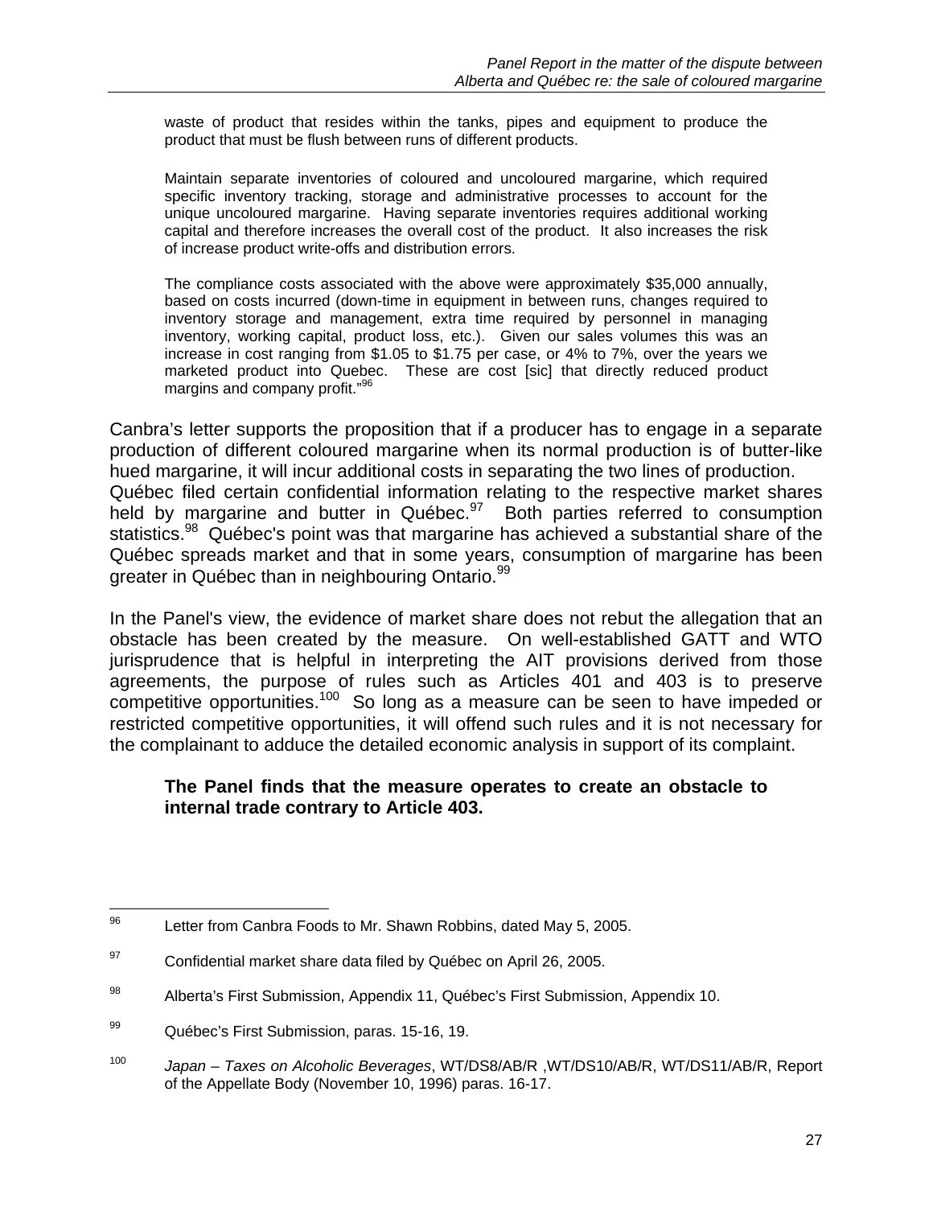> waste of product that resides within the tanks, pipes and equipment to produce the product that must be flush between runs of different products.
>
> Maintain separate inventories of coloured and uncoloured margarine, which required specific inventory tracking, storage and administrative processes to account for the unique uncoloured margarine. Having separate inventories requires additional working capital and therefore increases the overall cost of the product. It also increases the risk of increase product write-offs and distribution errors.
>
> The compliance costs associated with the above were approximately $35,000 annually, based on costs incurred (down-time in equipment in between runs, changes required to inventory storage and management, extra time required by personnel in managing inventory, working capital, product loss, etc.). Given our sales volumes this was an increase in cost ranging from $1.05 to $1.75 per case, or 4% to 7%, over the years we marketed product into Quebec. These are cost [sic] that directly reduced product margins and company profit."[96]

Canbra's letter supports the proposition that if a producer has to engage in a separate production of different coloured margarine when its normal production is of butter-like hued margarine, it will incur additional costs in separating the two lines of production. Québec filed certain confidential information relating to the respective market shares held by margarine and butter in Québec.[97] Both parties referred to consumption statistics.[98] Québec's point was that margarine has achieved a substantial share of the Québec spreads market and that in some years, consumption of margarine has been greater in Québec than in neighbouring Ontario.[99]

In the Panel's view, the evidence of market share does not rebut the allegation that an obstacle has been created by the measure. On well-established GATT and WTO jurisprudence that is helpful in interpreting the AIT provisions derived from those agreements, the purpose of rules such as Articles 401 and 403 is to preserve competitive opportunities.[100] So long as a measure can be seen to have impeded or restricted competitive opportunities, it will offend such rules and it is not necessary for the complainant to adduce the detailed economic analysis in support of its complaint.

> **The Panel finds that the measure operates to create an obstacle to internal trade contrary to Article 403.**

---

[96] Letter from Canbra Foods to Mr. Shawn Robbins, dated May 5, 2005.

[97] Confidential market share data filed by Québec on April 26, 2005.

[98] Alberta's First Submission, Appendix 11, Québec's First Submission, Appendix 10.

[99] Québec's First Submission, paras. 15-16, 19.

[100] *Japan – Taxes on Alcoholic Beverages*, WT/DS8/AB/R ,WT/DS10/AB/R, WT/DS11/AB/R, Report of the Appellate Body (November 10, 1996) paras. 16-17.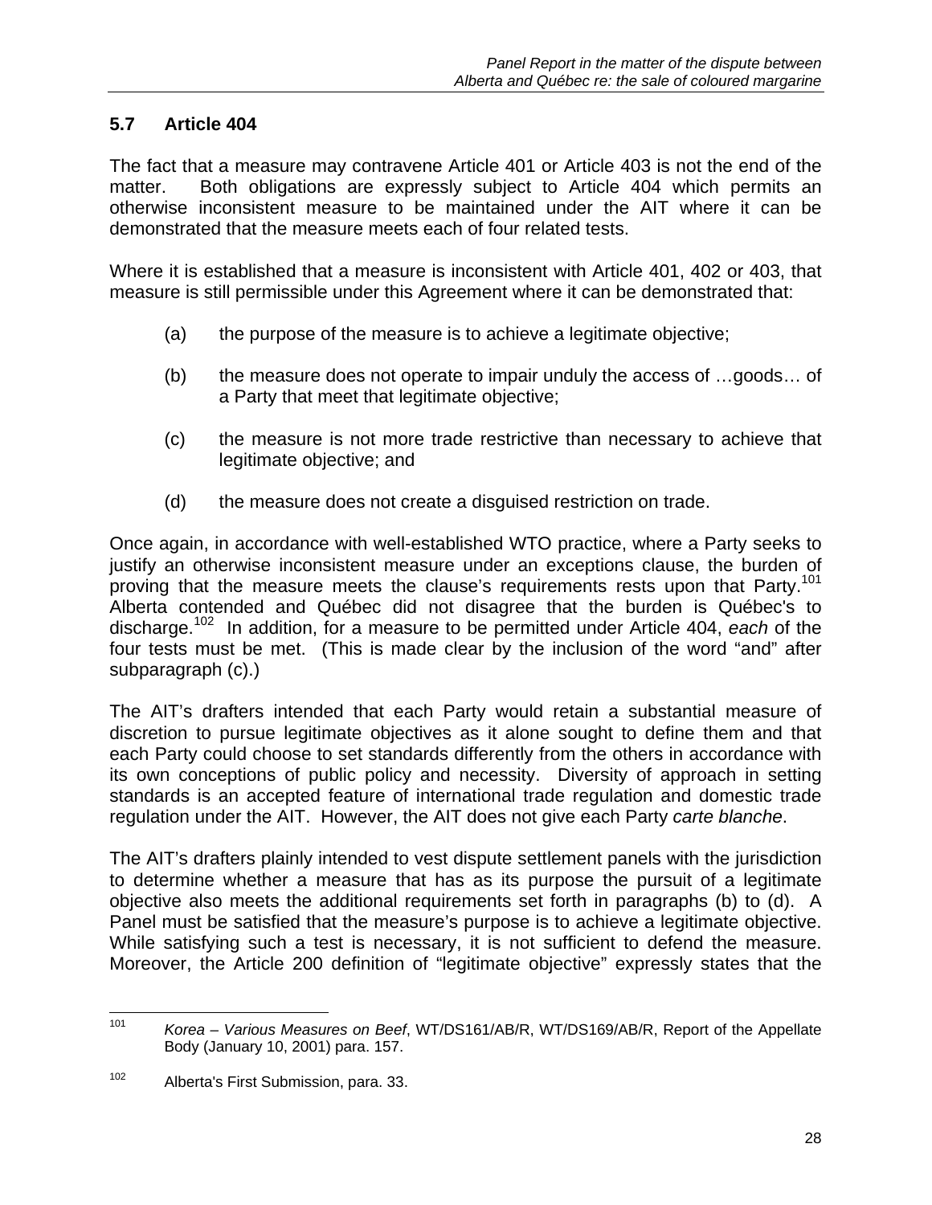## 5.7 Article 404

The fact that a measure may contravene Article 401 or Article 403 is not the end of the matter. Both obligations are expressly subject to Article 404 which permits an otherwise inconsistent measure to be maintained under the AIT where it can be demonstrated that the measure meets each of four related tests.

Where it is established that a measure is inconsistent with Article 401, 402 or 403, that measure is still permissible under this Agreement where it can be demonstrated that:

(a) the purpose of the measure is to achieve a legitimate objective;

(b) the measure does not operate to impair unduly the access of …goods… of a Party that meet that legitimate objective;

(c) the measure is not more trade restrictive than necessary to achieve that legitimate objective; and

(d) the measure does not create a disguised restriction on trade.

Once again, in accordance with well-established WTO practice, where a Party seeks to justify an otherwise inconsistent measure under an exceptions clause, the burden of proving that the measure meets the clause's requirements rests upon that Party.[101] Alberta contended and Québec did not disagree that the burden is Québec's to discharge.[102] In addition, for a measure to be permitted under Article 404, *each* of the four tests must be met. (This is made clear by the inclusion of the word "and" after subparagraph (c).)

The AIT's drafters intended that each Party would retain a substantial measure of discretion to pursue legitimate objectives as it alone sought to define them and that each Party could choose to set standards differently from the others in accordance with its own conceptions of public policy and necessity. Diversity of approach in setting standards is an accepted feature of international trade regulation and domestic trade regulation under the AIT. However, the AIT does not give each Party *carte blanche*.

The AIT's drafters plainly intended to vest dispute settlement panels with the jurisdiction to determine whether a measure that has as its purpose the pursuit of a legitimate objective also meets the additional requirements set forth in paragraphs (b) to (d). A Panel must be satisfied that the measure's purpose is to achieve a legitimate objective. While satisfying such a test is necessary, it is not sufficient to defend the measure. Moreover, the Article 200 definition of "legitimate objective" expressly states that the

---

[101] *Korea – Various Measures on Beef*, WT/DS161/AB/R, WT/DS169/AB/R, Report of the Appellate Body (January 10, 2001) para. 157.

[102] Alberta's First Submission, para. 33.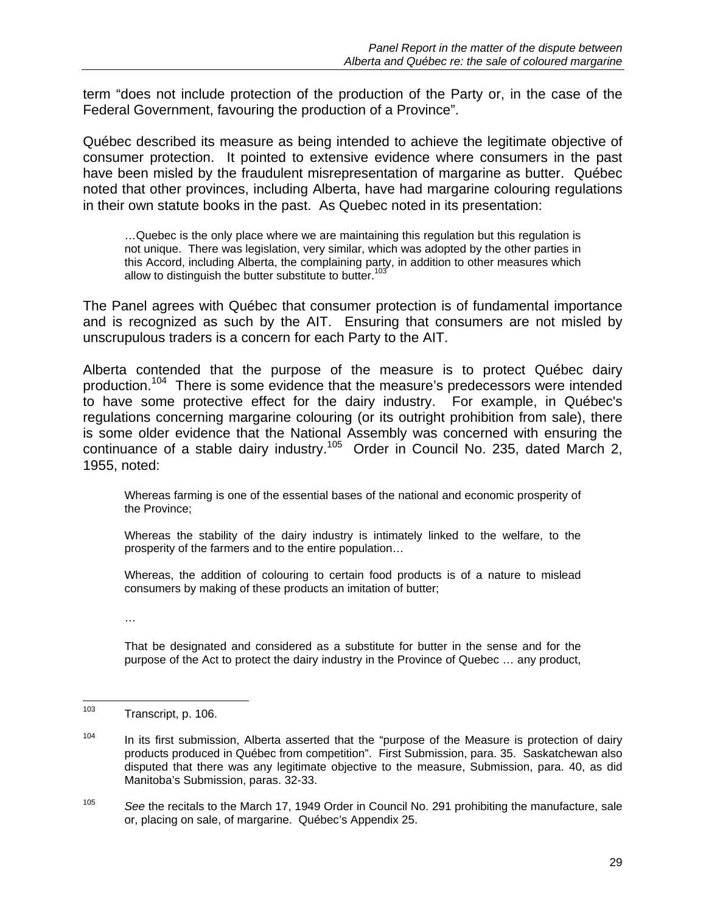term "does not include protection of the production of the Party or, in the case of the Federal Government, favouring the production of a Province".

Québec described its measure as being intended to achieve the legitimate objective of consumer protection. It pointed to extensive evidence where consumers in the past have been misled by the fraudulent misrepresentation of margarine as butter. Québec noted that other provinces, including Alberta, have had margarine colouring regulations in their own statute books in the past. As Quebec noted in its presentation:

> …Quebec is the only place where we are maintaining this regulation but this regulation is not unique. There was legislation, very similar, which was adopted by the other parties in this Accord, including Alberta, the complaining party, in addition to other measures which allow to distinguish the butter substitute to butter.[103]

The Panel agrees with Québec that consumer protection is of fundamental importance and is recognized as such by the AIT. Ensuring that consumers are not misled by unscrupulous traders is a concern for each Party to the AIT.

Alberta contended that the purpose of the measure is to protect Québec dairy production.[104] There is some evidence that the measure's predecessors were intended to have some protective effect for the dairy industry. For example, in Québec's regulations concerning margarine colouring (or its outright prohibition from sale), there is some older evidence that the National Assembly was concerned with ensuring the continuance of a stable dairy industry.[105] Order in Council No. 235, dated March 2, 1955, noted:

> Whereas farming is one of the essential bases of the national and economic prosperity of the Province;
>
> Whereas the stability of the dairy industry is intimately linked to the welfare, to the prosperity of the farmers and to the entire population…
>
> Whereas, the addition of colouring to certain food products is of a nature to mislead consumers by making of these products an imitation of butter;
>
> …
>
> That be designated and considered as a substitute for butter in the sense and for the purpose of the Act to protect the dairy industry in the Province of Quebec … any product,

---

[103] Transcript, p. 106.

[104] In its first submission, Alberta asserted that the "purpose of the Measure is protection of dairy products produced in Québec from competition". First Submission, para. 35. Saskatchewan also disputed that there was any legitimate objective to the measure, Submission, para. 40, as did Manitoba's Submission, paras. 32-33.

[105] *See* the recitals to the March 17, 1949 Order in Council No. 291 prohibiting the manufacture, sale or, placing on sale, of margarine. Québec's Appendix 25.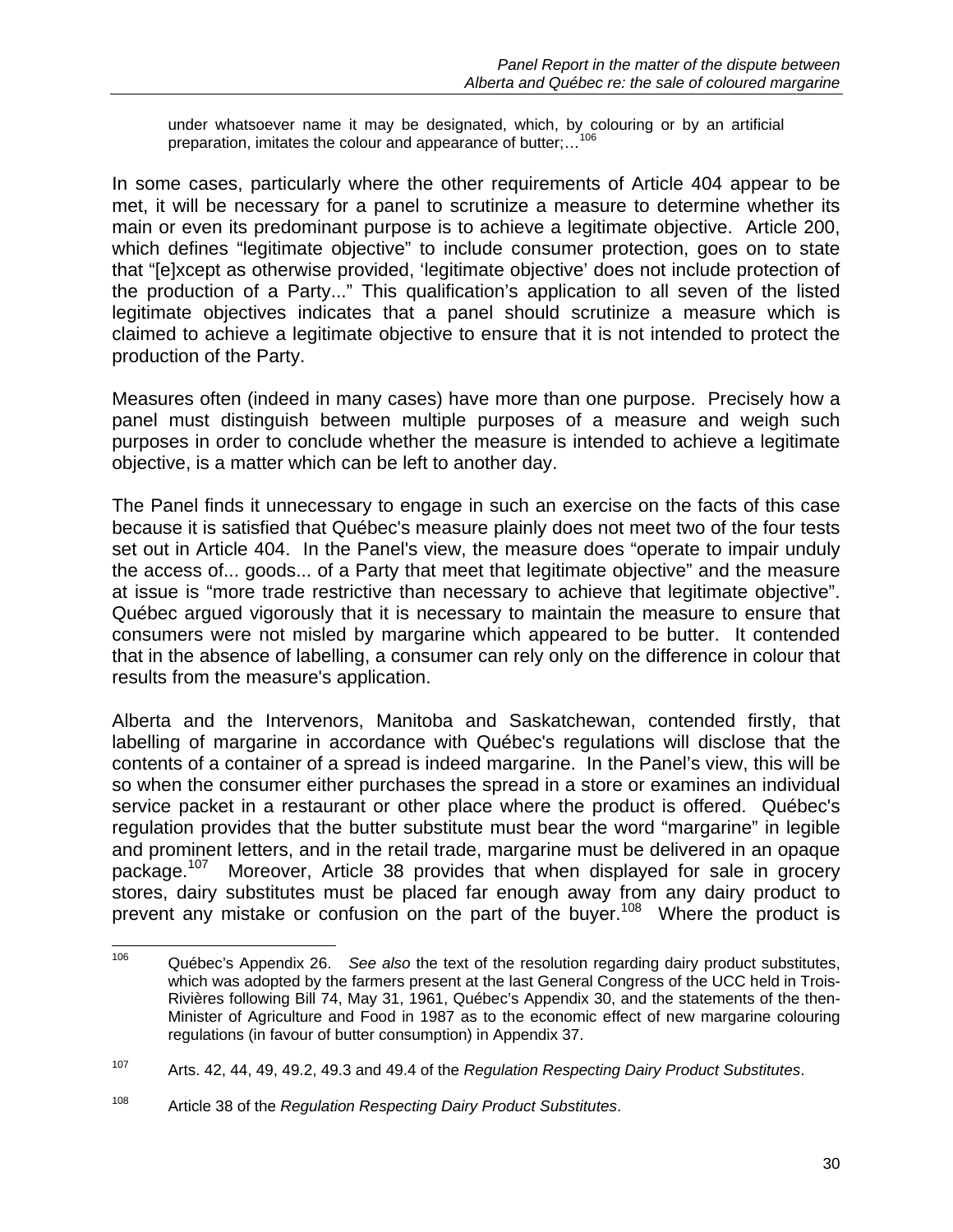> under whatsoever name it may be designated, which, by colouring or by an artificial preparation, imitates the colour and appearance of butter;…[106]

In some cases, particularly where the other requirements of Article 404 appear to be met, it will be necessary for a panel to scrutinize a measure to determine whether its main or even its predominant purpose is to achieve a legitimate objective. Article 200, which defines "legitimate objective" to include consumer protection, goes on to state that "[e]xcept as otherwise provided, 'legitimate objective' does not include protection of the production of a Party..." This qualification's application to all seven of the listed legitimate objectives indicates that a panel should scrutinize a measure which is claimed to achieve a legitimate objective to ensure that it is not intended to protect the production of the Party.

Measures often (indeed in many cases) have more than one purpose. Precisely how a panel must distinguish between multiple purposes of a measure and weigh such purposes in order to conclude whether the measure is intended to achieve a legitimate objective, is a matter which can be left to another day.

The Panel finds it unnecessary to engage in such an exercise on the facts of this case because it is satisfied that Québec's measure plainly does not meet two of the four tests set out in Article 404. In the Panel's view, the measure does "operate to impair unduly the access of... goods... of a Party that meet that legitimate objective" and the measure at issue is "more trade restrictive than necessary to achieve that legitimate objective". Québec argued vigorously that it is necessary to maintain the measure to ensure that consumers were not misled by margarine which appeared to be butter. It contended that in the absence of labelling, a consumer can rely only on the difference in colour that results from the measure's application.

Alberta and the Intervenors, Manitoba and Saskatchewan, contended firstly, that labelling of margarine in accordance with Québec's regulations will disclose that the contents of a container of a spread is indeed margarine. In the Panel's view, this will be so when the consumer either purchases the spread in a store or examines an individual service packet in a restaurant or other place where the product is offered. Québec's regulation provides that the butter substitute must bear the word "margarine" in legible and prominent letters, and in the retail trade, margarine must be delivered in an opaque package.[107] Moreover, Article 38 provides that when displayed for sale in grocery stores, dairy substitutes must be placed far enough away from any dairy product to prevent any mistake or confusion on the part of the buyer.[108] Where the product is

---

[106] Québec's Appendix 26. *See also* the text of the resolution regarding dairy product substitutes, which was adopted by the farmers present at the last General Congress of the UCC held in Trois-Rivières following Bill 74, May 31, 1961, Québec's Appendix 30, and the statements of the then-Minister of Agriculture and Food in 1987 as to the economic effect of new margarine colouring regulations (in favour of butter consumption) in Appendix 37.

[107] Arts. 42, 44, 49, 49.2, 49.3 and 49.4 of the *Regulation Respecting Dairy Product Substitutes*.

[108] Article 38 of the *Regulation Respecting Dairy Product Substitutes*.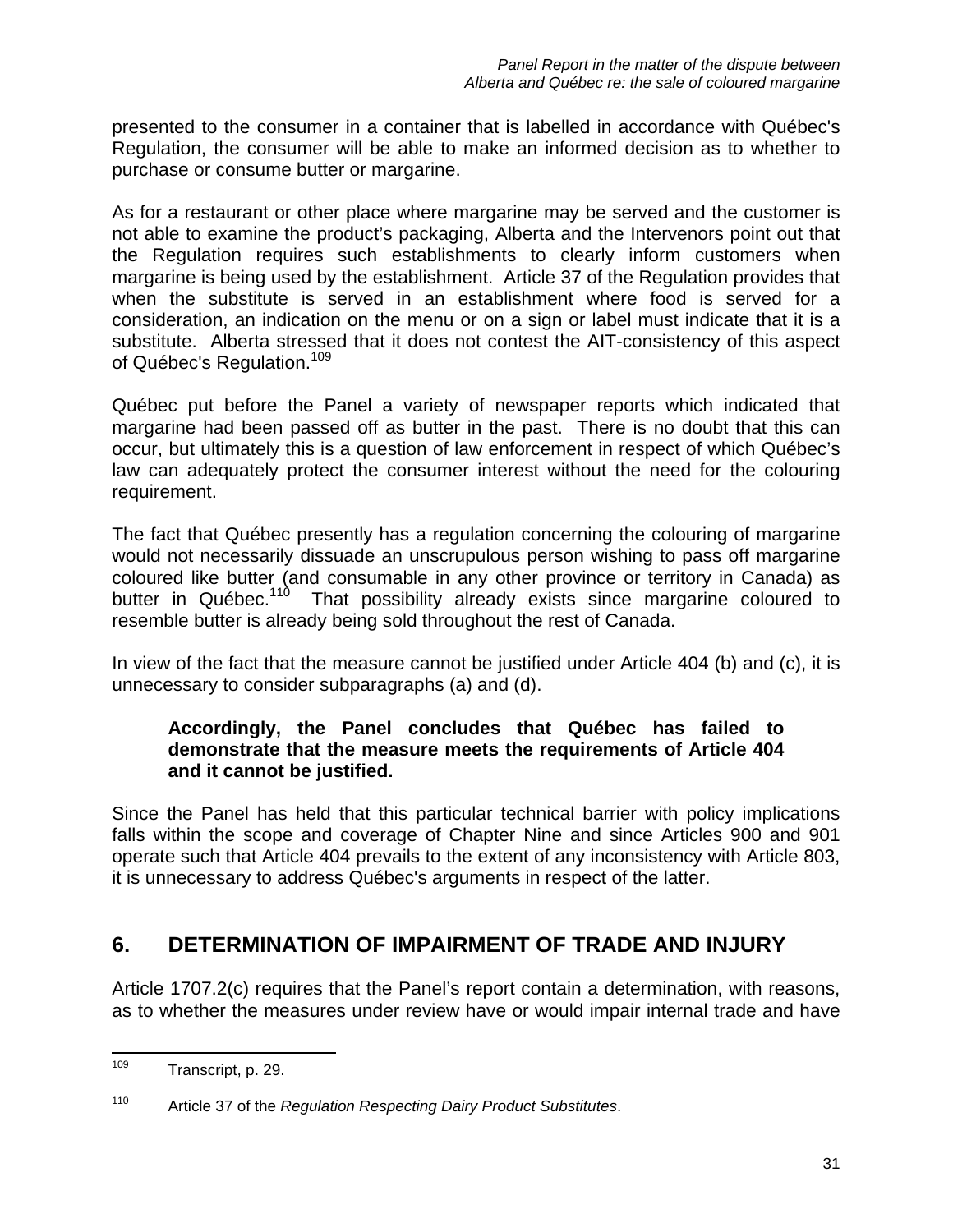presented to the consumer in a container that is labelled in accordance with Québec's Regulation, the consumer will be able to make an informed decision as to whether to purchase or consume butter or margarine.

As for a restaurant or other place where margarine may be served and the customer is not able to examine the product's packaging, Alberta and the Intervenors point out that the Regulation requires such establishments to clearly inform customers when margarine is being used by the establishment. Article 37 of the Regulation provides that when the substitute is served in an establishment where food is served for a consideration, an indication on the menu or on a sign or label must indicate that it is a substitute. Alberta stressed that it does not contest the AIT-consistency of this aspect of Québec's Regulation.[109]

Québec put before the Panel a variety of newspaper reports which indicated that margarine had been passed off as butter in the past. There is no doubt that this can occur, but ultimately this is a question of law enforcement in respect of which Québec's law can adequately protect the consumer interest without the need for the colouring requirement.

The fact that Québec presently has a regulation concerning the colouring of margarine would not necessarily dissuade an unscrupulous person wishing to pass off margarine coloured like butter (and consumable in any other province or territory in Canada) as butter in Québec.[110] That possibility already exists since margarine coloured to resemble butter is already being sold throughout the rest of Canada.

In view of the fact that the measure cannot be justified under Article 404 (b) and (c), it is unnecessary to consider subparagraphs (a) and (d).

> **Accordingly, the Panel concludes that Québec has failed to demonstrate that the measure meets the requirements of Article 404 and it cannot be justified.**

Since the Panel has held that this particular technical barrier with policy implications falls within the scope and coverage of Chapter Nine and since Articles 900 and 901 operate such that Article 404 prevails to the extent of any inconsistency with Article 803, it is unnecessary to address Québec's arguments in respect of the latter.

## 6. DETERMINATION OF IMPAIRMENT OF TRADE AND INJURY

Article 1707.2(c) requires that the Panel's report contain a determination, with reasons, as to whether the measures under review have or would impair internal trade and have

---

[109] Transcript, p. 29.

[110] Article 37 of the *Regulation Respecting Dairy Product Substitutes*.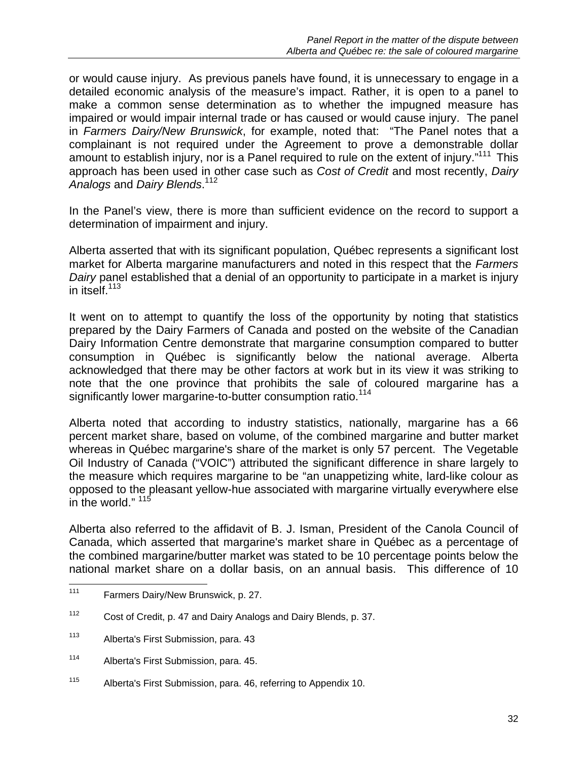or would cause injury. As previous panels have found, it is unnecessary to engage in a detailed economic analysis of the measure's impact. Rather, it is open to a panel to make a common sense determination as to whether the impugned measure has impaired or would impair internal trade or has caused or would cause injury. The panel in *Farmers Dairy/New Brunswick*, for example, noted that: "The Panel notes that a complainant is not required under the Agreement to prove a demonstrable dollar amount to establish injury, nor is a Panel required to rule on the extent of injury."[111] This approach has been used in other case such as *Cost of Credit* and most recently, *Dairy Analogs* and *Dairy Blends*.[112]

In the Panel's view, there is more than sufficient evidence on the record to support a determination of impairment and injury.

Alberta asserted that with its significant population, Québec represents a significant lost market for Alberta margarine manufacturers and noted in this respect that the *Farmers Dairy* panel established that a denial of an opportunity to participate in a market is injury in itself.[113]

It went on to attempt to quantify the loss of the opportunity by noting that statistics prepared by the Dairy Farmers of Canada and posted on the website of the Canadian Dairy Information Centre demonstrate that margarine consumption compared to butter consumption in Québec is significantly below the national average. Alberta acknowledged that there may be other factors at work but in its view it was striking to note that the one province that prohibits the sale of coloured margarine has a significantly lower margarine-to-butter consumption ratio.[114]

Alberta noted that according to industry statistics, nationally, margarine has a 66 percent market share, based on volume, of the combined margarine and butter market whereas in Québec margarine's share of the market is only 57 percent. The Vegetable Oil Industry of Canada ("VOIC") attributed the significant difference in share largely to the measure which requires margarine to be "an unappetizing white, lard-like colour as opposed to the pleasant yellow-hue associated with margarine virtually everywhere else in the world." [115]

Alberta also referred to the affidavit of B. J. Isman, President of the Canola Council of Canada, which asserted that margarine's market share in Québec as a percentage of the combined margarine/butter market was stated to be 10 percentage points below the national market share on a dollar basis, on an annual basis. This difference of 10

---

[111] Farmers Dairy/New Brunswick, p. 27.

[112] Cost of Credit, p. 47 and Dairy Analogs and Dairy Blends, p. 37.

[113] Alberta's First Submission, para. 43

[114] Alberta's First Submission, para. 45.

[115] Alberta's First Submission, para. 46, referring to Appendix 10.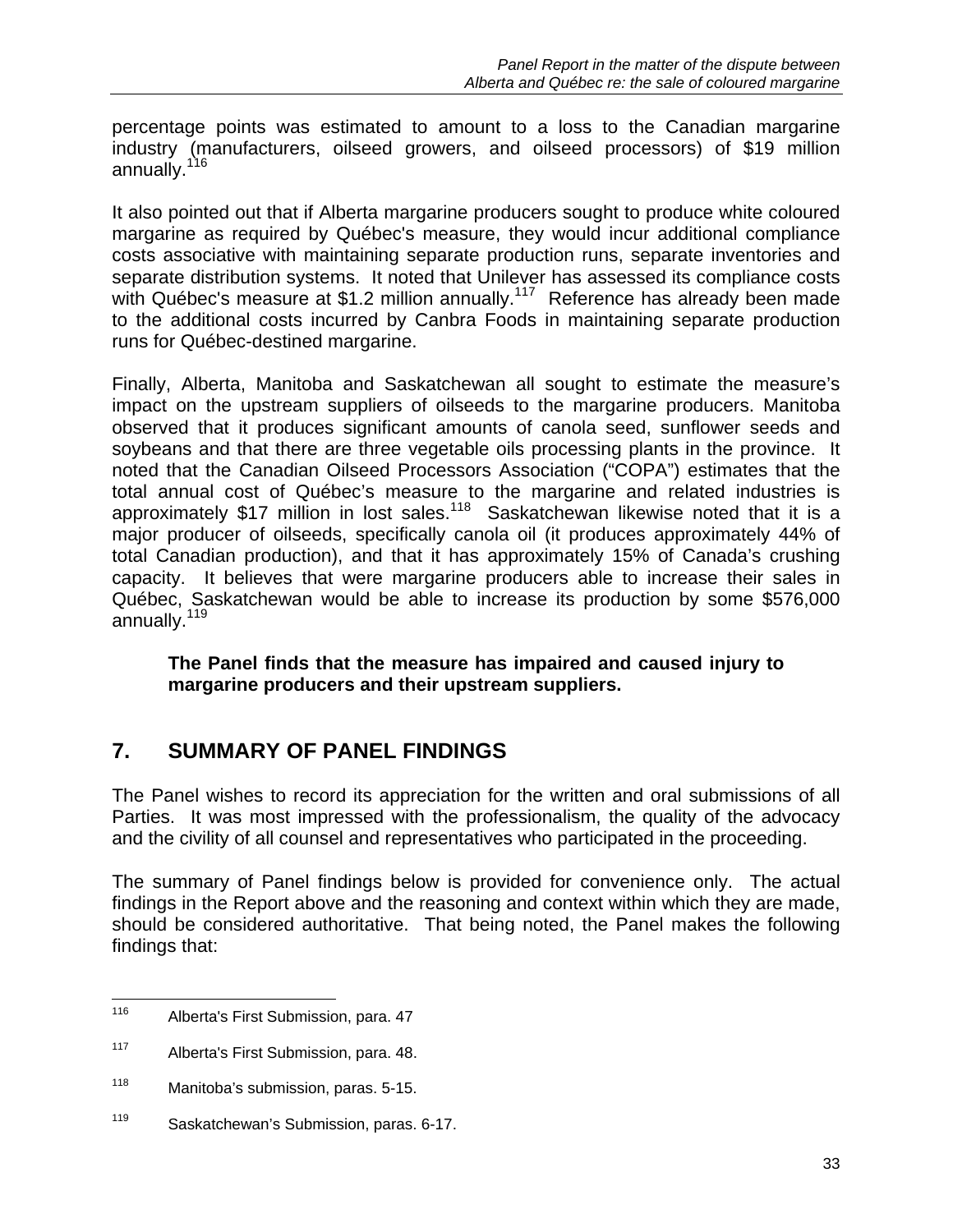percentage points was estimated to amount to a loss to the Canadian margarine industry (manufacturers, oilseed growers, and oilseed processors) of $19 million annually.[116]

It also pointed out that if Alberta margarine producers sought to produce white coloured margarine as required by Québec's measure, they would incur additional compliance costs associative with maintaining separate production runs, separate inventories and separate distribution systems. It noted that Unilever has assessed its compliance costs with Québec's measure at $1.2 million annually.[117] Reference has already been made to the additional costs incurred by Canbra Foods in maintaining separate production runs for Québec-destined margarine.

Finally, Alberta, Manitoba and Saskatchewan all sought to estimate the measure's impact on the upstream suppliers of oilseeds to the margarine producers. Manitoba observed that it produces significant amounts of canola seed, sunflower seeds and soybeans and that there are three vegetable oils processing plants in the province. It noted that the Canadian Oilseed Processors Association ("COPA") estimates that the total annual cost of Québec's measure to the margarine and related industries is approximately $17 million in lost sales.[118] Saskatchewan likewise noted that it is a major producer of oilseeds, specifically canola oil (it produces approximately 44% of total Canadian production), and that it has approximately 15% of Canada's crushing capacity. It believes that were margarine producers able to increase their sales in Québec, Saskatchewan would be able to increase its production by some $576,000 annually.[119]

> **The Panel finds that the measure has impaired and caused injury to margarine producers and their upstream suppliers.**

## 7. SUMMARY OF PANEL FINDINGS

The Panel wishes to record its appreciation for the written and oral submissions of all Parties. It was most impressed with the professionalism, the quality of the advocacy and the civility of all counsel and representatives who participated in the proceeding.

The summary of Panel findings below is provided for convenience only. The actual findings in the Report above and the reasoning and context within which they are made, should be considered authoritative. That being noted, the Panel makes the following findings that:

---

[116] Alberta's First Submission, para. 47

[117] Alberta's First Submission, para. 48.

[118] Manitoba's submission, paras. 5-15.

[119] Saskatchewan's Submission, paras. 6-17.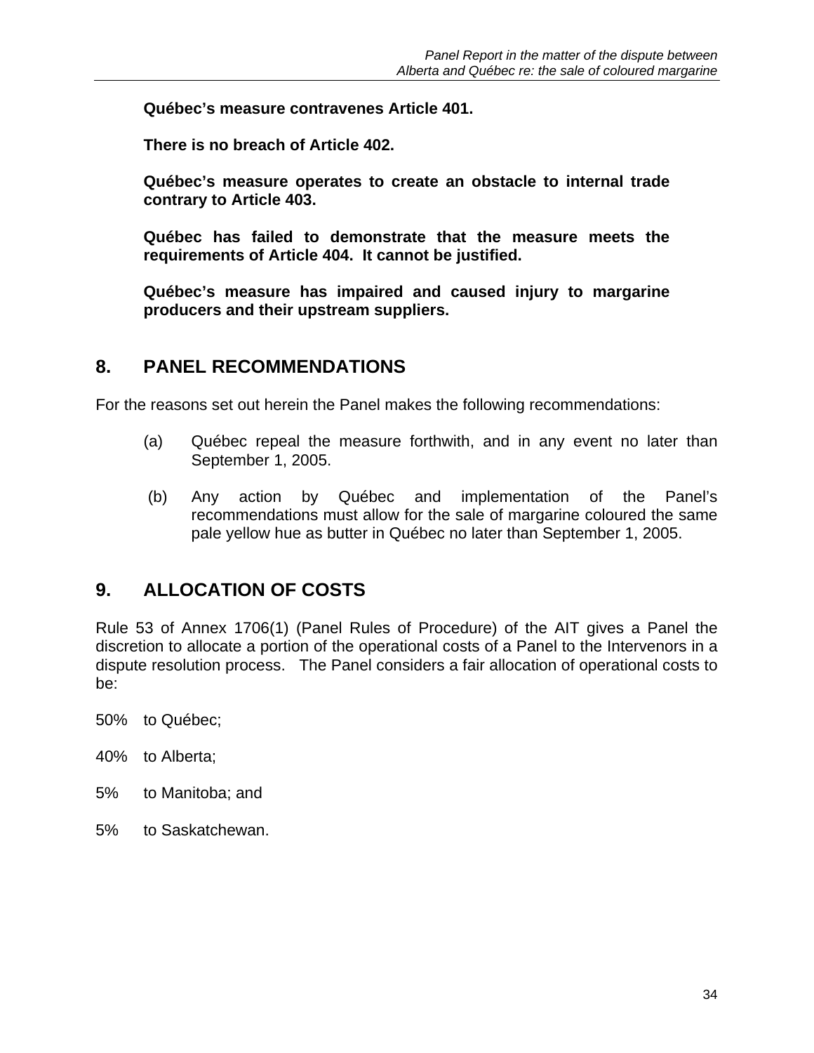**Québec's measure contravenes Article 401.**

**There is no breach of Article 402.**

**Québec's measure operates to create an obstacle to internal trade contrary to Article 403.**

**Québec has failed to demonstrate that the measure meets the requirements of Article 404. It cannot be justified.**

**Québec's measure has impaired and caused injury to margarine producers and their upstream suppliers.**

## 8. PANEL RECOMMENDATIONS

For the reasons set out herein the Panel makes the following recommendations:

(a) Québec repeal the measure forthwith, and in any event no later than September 1, 2005.

(b) Any action by Québec and implementation of the Panel's recommendations must allow for the sale of margarine coloured the same pale yellow hue as butter in Québec no later than September 1, 2005.

## 9. ALLOCATION OF COSTS

Rule 53 of Annex 1706(1) (Panel Rules of Procedure) of the AIT gives a Panel the discretion to allocate a portion of the operational costs of a Panel to the Intervenors in a dispute resolution process. The Panel considers a fair allocation of operational costs to be:

50% to Québec;

40% to Alberta;

5% to Manitoba; and

5% to Saskatchewan.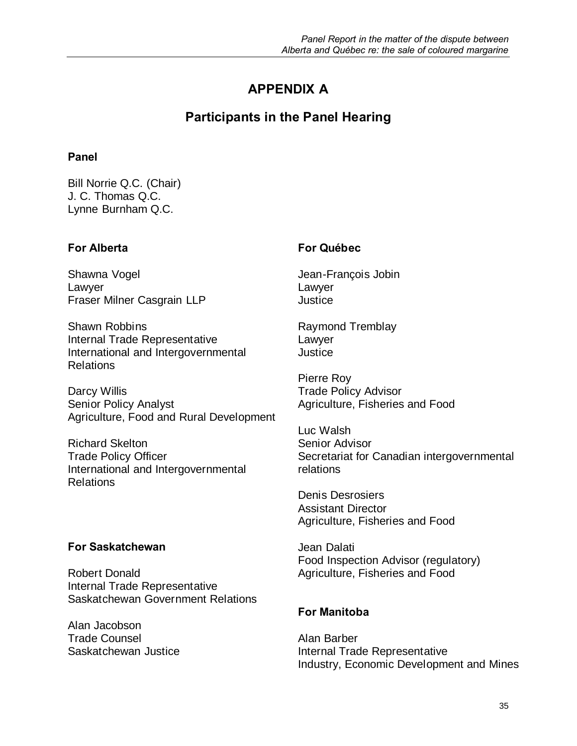# APPENDIX A

## Participants in the Panel Hearing

### Panel

Bill Norrie Q.C. (Chair)
J. C. Thomas Q.C.
Lynne Burnham Q.C.

### For Alberta

Shawna Vogel
Lawyer
Fraser Milner Casgrain LLP

Shawn Robbins
Internal Trade Representative
International and Intergovernmental Relations

Darcy Willis
Senior Policy Analyst
Agriculture, Food and Rural Development

Richard Skelton
Trade Policy Officer
International and Intergovernmental Relations

### For Saskatchewan

Robert Donald
Internal Trade Representative
Saskatchewan Government Relations

Alan Jacobson
Trade Counsel
Saskatchewan Justice

### For Québec

Jean-François Jobin
Lawyer
Justice

Raymond Tremblay
Lawyer
Justice

Pierre Roy
Trade Policy Advisor
Agriculture, Fisheries and Food

Luc Walsh
Senior Advisor
Secretariat for Canadian intergovernmental relations

Denis Desrosiers
Assistant Director
Agriculture, Fisheries and Food

Jean Dalati
Food Inspection Advisor (regulatory)
Agriculture, Fisheries and Food

### For Manitoba

Alan Barber
Internal Trade Representative
Industry, Economic Development and Mines